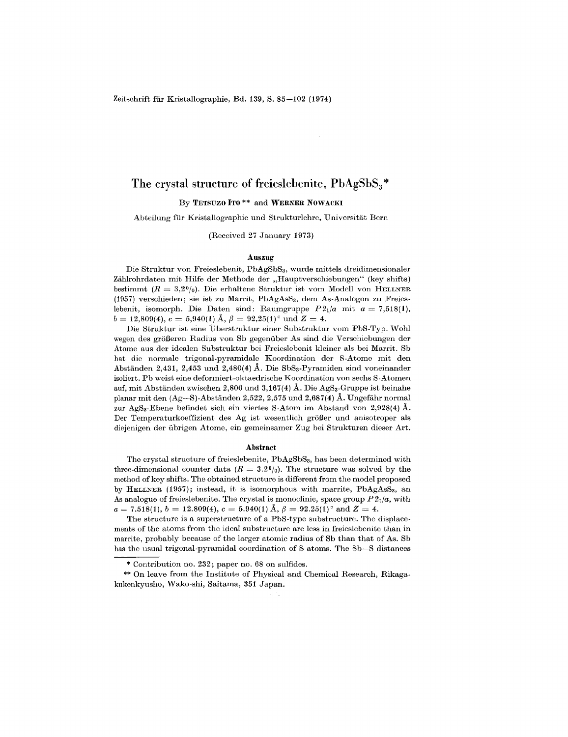Zeitschrift für Kristallographie, Bd. 139, S. 85–102 (1974)

# The crystal structure of freieslebenite, $PbAgSbS_3$*

By **Tetsuzo Ito**** and **Werner Nowacki**

Abteilung für Kristallographie und Strukturlehre, Universität Bern

(Received 27 January 1973)

## Auszug

Die Struktur von Freieslebenit, $PbAgSbS_3$, wurde mittels dreidimensionaler Zählrohrdaten mit Hilfe der Methode der „Hauptverschiebungen" (key shifts) bestimmt ($R = 3{,}2\%$). Die erhaltene Struktur ist vom Modell von Hellner (1957) verschieden; sie ist zu Marrit, $PbAgAsS_3$, dem As-Analogon zu Freieslebenit, isomorph. Die Daten sind: Raumgruppe $P2_1/a$ mit $a = 7{,}518(1)$, $b = 12{,}809(4)$, $c = 5{,}940(1)$ Å, $\beta = 92{,}25(1)°$ und $Z = 4$.

Die Struktur ist eine Überstruktur einer Substruktur vom PbS-Typ. Wohl wegen des größeren Radius von Sb gegenüber As sind die Verschiebungen der Atome aus der idealen Substruktur bei Freieslebenit kleiner als bei Marrit. Sb hat die normale trigonal-pyramidale Koordination der S-Atome mit den Abständen 2,431, 2,453 und 2,480(4) Å. Die $SbS_3$-Pyramiden sind voneinander isoliert. Pb weist eine deformiert-oktaedrische Koordination von sechs S-Atomen auf, mit Abständen zwischen 2,806 und 3,167(4) Å. Die $AgS_3$-Gruppe ist beinahe planar mit den (Ag–S)-Abständen 2,522, 2,575 und 2,687(4) Å. Ungefähr normal zur $AgS_3$-Ebene befindet sich ein viertes S-Atom im Abstand von 2,928(4) Å. Der Temperaturkoeffizient des Ag ist wesentlich größer und anisotroper als diejenigen der übrigen Atome, ein gemeinsamer Zug bei Strukturen dieser Art.

## Abstract

The crystal structure of freieslebenite, $PbAgSbS_3$, has been determined with three-dimensional counter data ($R = 3.2\%$). The structure was solved by the method of key shifts. The obtained structure is different from the model proposed by Hellner (1957); instead, it is isomorphous with marrite, $PbAgAsS_3$, an As analogue of freieslebenite. The crystal is monoclinic, space group $P2_1/a$, with $a = 7.518(1)$, $b = 12.809(4)$, $c = 5.940(1)$ Å, $\beta = 92.25(1)°$ and $Z = 4$.

The structure is a superstructure of a PbS-type substructure. The displacements of the atoms from the ideal substructure are less in freieslebenite than in marrite, probably because of the larger atomic radius of Sb than that of As. Sb has the usual trigonal-pyramidal coordination of S atoms. The Sb–S distances

---

\* Contribution no. 232; paper no. 68 on sulfides.

\*\* On leave from the Institute of Physical and Chemical Research, Rikagakukenkyusho, Wako-shi, Saitama, 351 Japan.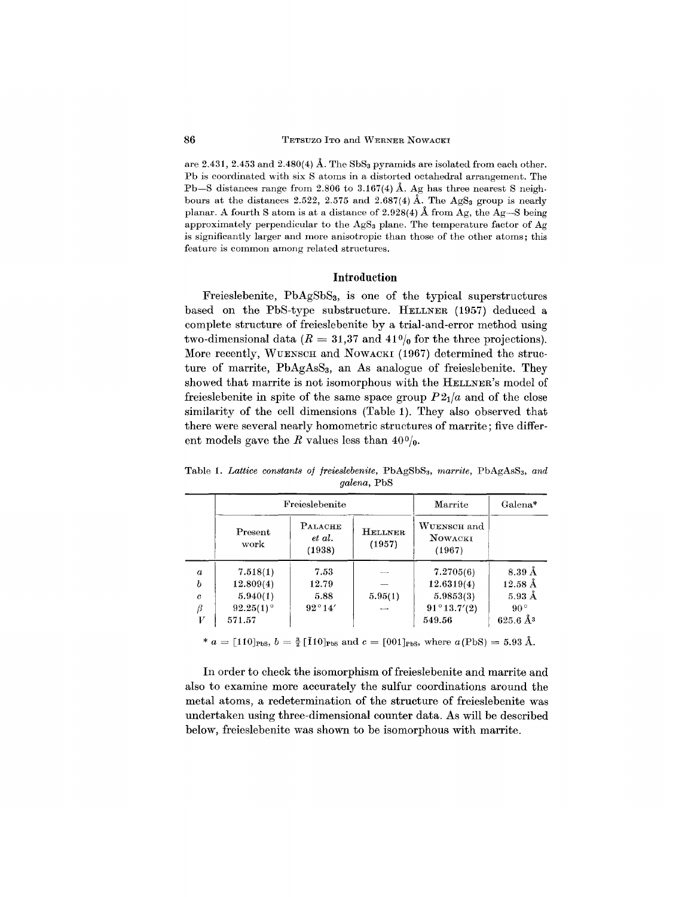are 2.431, 2.453 and 2.480(4) Å. The $SbS_3$ pyramids are isolated from each other. Pb is coordinated with six S atoms in a distorted octahedral arrangement. The Pb—S distances range from 2.806 to 3.167(4) Å. Ag has three nearest S neighbours at the distances 2.522, 2.575 and 2.687(4) Å. The $AgS_3$ group is nearly planar. A fourth S atom is at a distance of 2.928(4) Å from Ag, the Ag—S being approximately perpendicular to the $AgS_3$ plane. The temperature factor of Ag is significantly larger and more anisotropic than those of the other atoms; this feature is common among related structures.

## Introduction

Freieslebenite, $PbAgSbS_3$, is one of the typical superstructures based on the PbS-type substructure. HELLNER (1957) deduced a complete structure of freieslebenite by a trial-and-error method using two-dimensional data ($R$ = 31,37 and 41 % for the three projections). More recently, WUENSCH and NOWACKI (1967) determined the structure of marrite, $PbAgAsS_3$, an As analogue of freieslebenite. They showed that marrite is not isomorphous with the HELLNER's model of freieslebenite in spite of the same space group $P2_1/a$ and of the close similarity of the cell dimensions (Table 1). They also observed that there were several nearly homometric structures of marrite; five different models gave the $R$ values less than 40 %.

Table 1. *Lattice constants of freieslebenite,* $PbAgSbS_3$, *marrite,* $PbAgAsS_3$, *and galena,* PbS

| | Freieslebenite | | | Marrite | Galena* |
|---|---|---|---|---|---|
| | Present work | PALACHE *et al.* (1938) | HELLNER (1957) | WUENSCH and NOWACKI (1967) | |
| $a$ | 7.518(1) | 7.53 | — | 7.2705(6) | 8.39 Å |
| $b$ | 12.809(4) | 12.79 | — | 12.6319(4) | 12.58 Å |
| $c$ | 5.940(1) | 5.88 | 5.95(1) | 5.9853(3) | 5.93 Å |
| $\beta$ | 92.25(1)° | 92°14′ | — | 91°13.7′(2) | 90° |
| $V$ | 571.57 | | | 549.56 | 625.6 Å$^3$ |

* $a = [110]_{PbS}$, $b = \frac{3}{2}[\bar{1}10]_{PbS}$ and $c = [001]_{PbS}$, where $a$(PbS) = 5.93 Å.

In order to check the isomorphism of freieslebenite and marrite and also to examine more accurately the sulfur coordinations around the metal atoms, a redetermination of the structure of freieslebenite was undertaken using three-dimensional counter data. As will be described below, freieslebenite was shown to be isomorphous with marrite.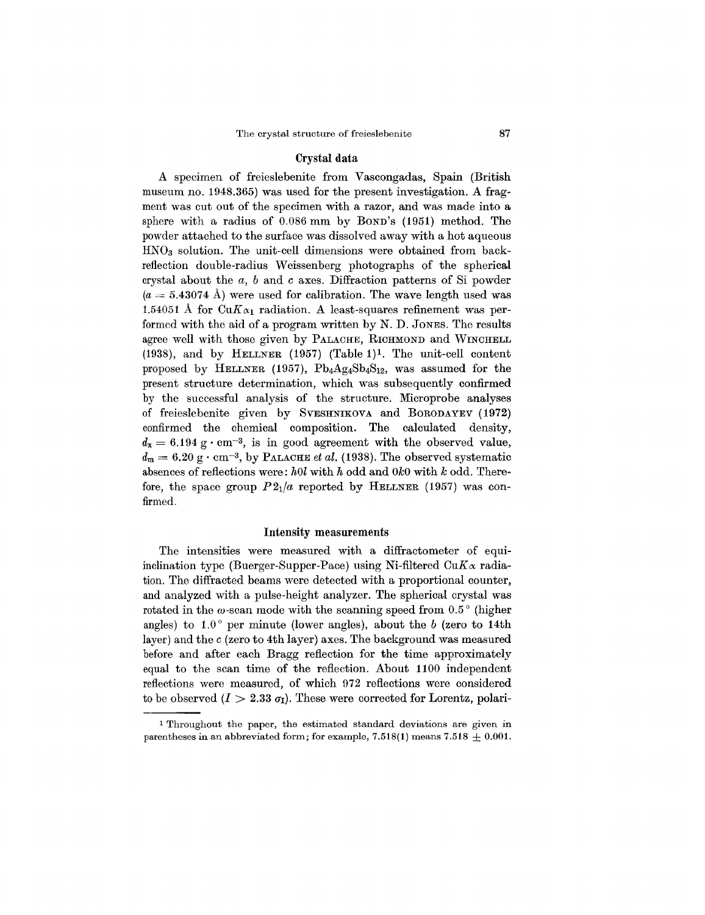## Crystal data

A specimen of freieslebenite from Vascongadas, Spain (British museum no. 1948.365) was used for the present investigation. A fragment was cut out of the specimen with a razor, and was made into a sphere with a radius of 0.086 mm by BOND's (1951) method. The powder attached to the surface was dissolved away with a hot aqueous $HNO_3$ solution. The unit-cell dimensions were obtained from back-reflection double-radius Weissenberg photographs of the spherical crystal about the *a*, *b* and *c* axes. Diffraction patterns of Si powder ($a = 5.43074$ Å) were used for calibration. The wave length used was 1.54051 Å for $CuK\alpha_1$ radiation. A least-squares refinement was performed with the aid of a program written by N. D. JONES. The results agree well with those given by PALACHE, RICHMOND and WINCHELL (1938), and by HELLNER (1957) (Table 1)[1]. The unit-cell content proposed by HELLNER (1957), $Pb_4Ag_4Sb_4S_{12}$, was assumed for the present structure determination, which was subsequently confirmed by the successful analysis of the structure. Microprobe analyses of freieslebenite given by SVESHNIKOVA and BORODAYEV (1972) confirmed the chemical composition. The calculated density, $d_x = 6.194\ \mathrm{g \cdot cm^{-3}}$, is in good agreement with the observed value, $d_m = 6.20\ \mathrm{g \cdot cm^{-3}}$, by PALACHE *et al.* (1938). The observed systematic absences of reflections were: *h0l* with *h* odd and *0k0* with *k* odd. Therefore, the space group $P2_1/a$ reported by HELLNER (1957) was confirmed.

## Intensity measurements

The intensities were measured with a diffractometer of equi-inclination type (Buerger-Supper-Pace) using Ni-filtered $CuK\alpha$ radiation. The diffracted beams were detected with a proportional counter, and analyzed with a pulse-height analyzer. The spherical crystal was rotated in the $\omega$-scan mode with the scanning speed from 0.5° (higher angles) to 1.0° per minute (lower angles), about the *b* (zero to 14th layer) and the *c* (zero to 4th layer) axes. The background was measured before and after each Bragg reflection for the time approximately equal to the scan time of the reflection. About 1100 independent reflections were measured, of which 972 reflections were considered to be observed ($I > 2.33\ \sigma_I$). These were corrected for Lorentz, polari-

[1] Throughout the paper, the estimated standard deviations are given in parentheses in an abbreviated form; for example, 7.518(1) means $7.518 \pm 0.001$.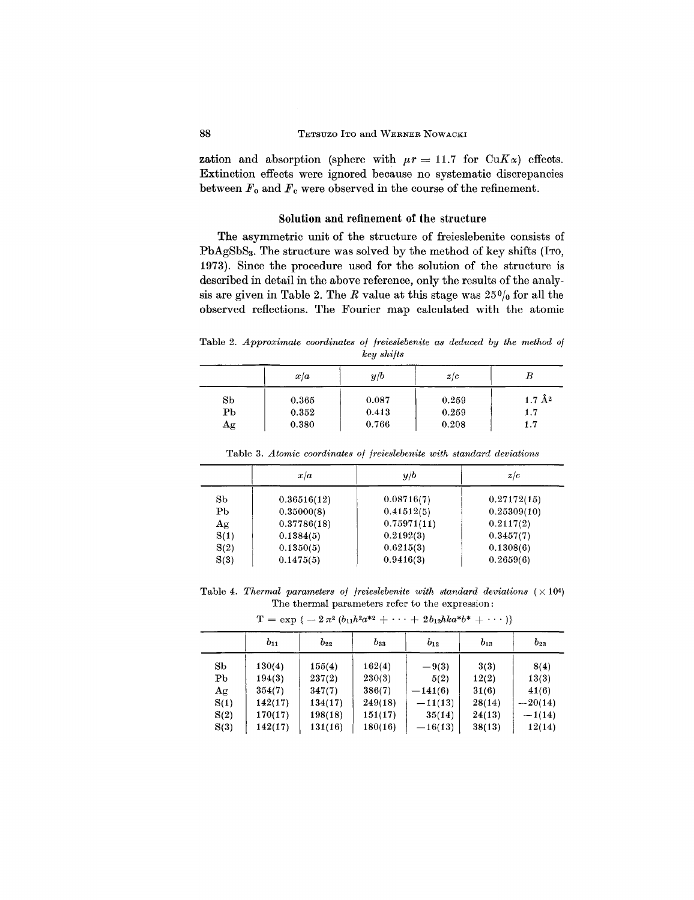zation and absorption (sphere with $\mu r = 11.7$ for $CuK\alpha$) effects. Extinction effects were ignored because no systematic discrepancies between $F_o$ and $F_c$ were observed in the course of the refinement.

## Solution and refinement of the structure

The asymmetric unit of the structure of freieslebenite consists of $PbAgSbS_3$. The structure was solved by the method of key shifts (ITO, 1973). Since the procedure used for the solution of the structure is described in detail in the above reference, only the results of the analysis are given in Table 2. The $R$ value at this stage was 25% for all the observed reflections. The Fourier map calculated with the atomic

Table 2. *Approximate coordinates of freieslebenite as deduced by the method of key shifts*

| | $x/a$ | $y/b$ | $z/c$ | $B$ |
|---|---|---|---|---|
| Sb | 0.365 | 0.087 | 0.259 | 1.7 Å$^2$ |
| Pb | 0.352 | 0.413 | 0.259 | 1.7 |
| Ag | 0.380 | 0.766 | 0.208 | 1.7 |

Table 3. *Atomic coordinates of freieslebenite with standard deviations*

| | $x/a$ | $y/b$ | $z/c$ |
|---|---|---|---|
| Sb | 0.36516(12) | 0.08716(7) | 0.27172(15) |
| Pb | 0.35000(8) | 0.41512(5) | 0.25309(10) |
| Ag | 0.37786(18) | 0.75971(11) | 0.2117(2) |
| S(1) | 0.1384(5) | 0.2192(3) | 0.3457(7) |
| S(2) | 0.1350(5) | 0.6215(3) | 0.1308(6) |
| S(3) | 0.1475(5) | 0.9416(3) | 0.2659(6) |

Table 4. *Thermal parameters of freieslebenite with standard deviations* ($\times 10^4$)
The thermal parameters refer to the expression:

$$T = \exp\{-2\pi^2(b_{11}h^2a^{*2} + \cdots + 2b_{12}hka^*b^* + \cdots)\}$$

| | $b_{11}$ | $b_{22}$ | $b_{33}$ | $b_{12}$ | $b_{13}$ | $b_{23}$ |
|---|---|---|---|---|---|---|
| Sb | 130(4) | 155(4) | 162(4) | −9(3) | 3(3) | 8(4) |
| Pb | 194(3) | 237(2) | 230(3) | 5(2) | 12(2) | 13(3) |
| Ag | 354(7) | 347(7) | 386(7) | −141(6) | 31(6) | 41(6) |
| S(1) | 142(17) | 134(17) | 249(18) | −11(13) | 28(14) | −20(14) |
| S(2) | 170(17) | 198(18) | 151(17) | 35(14) | 24(13) | −1(14) |
| S(3) | 142(17) | 131(16) | 180(16) | −16(13) | 38(13) | 12(14) |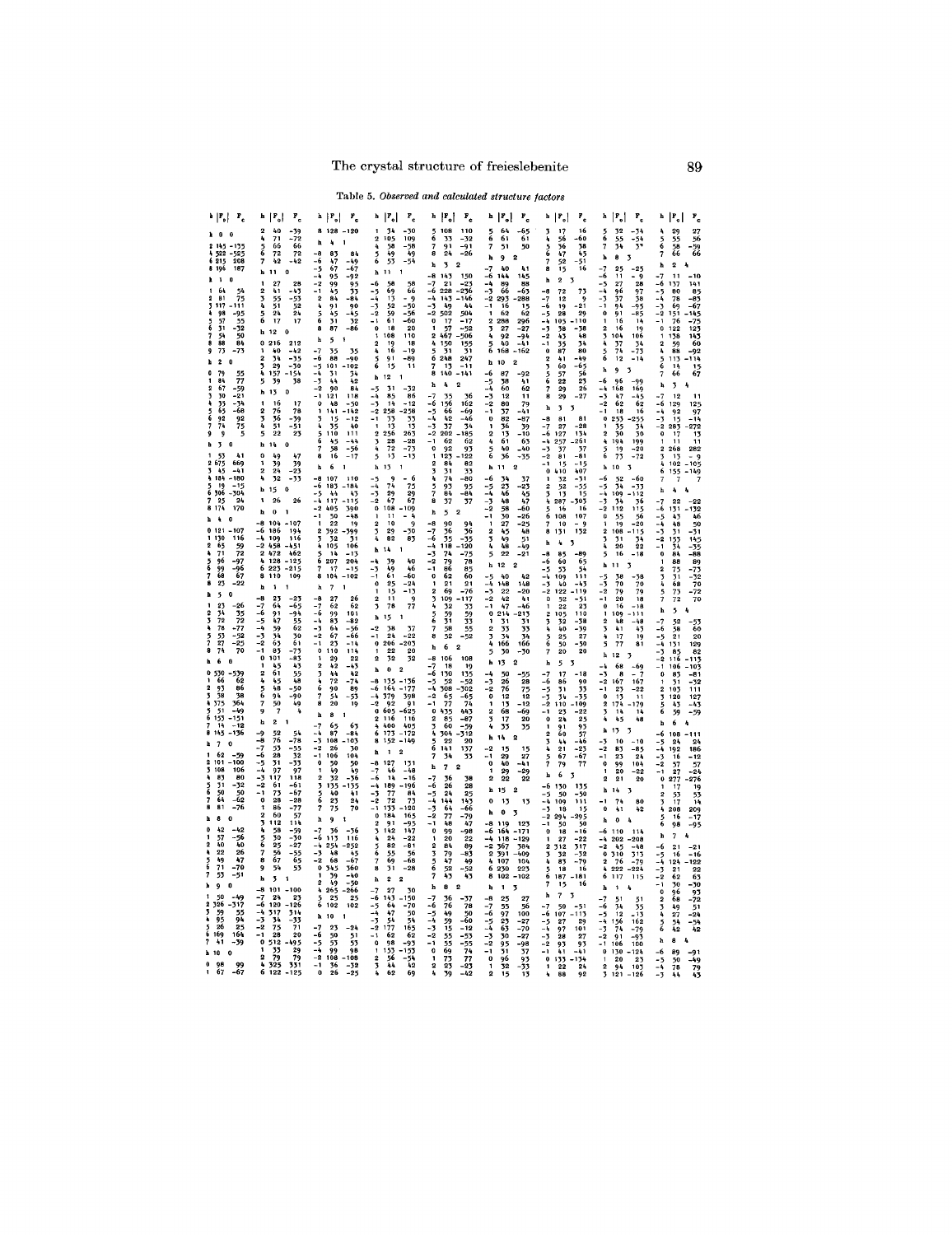Table 5. *Observed and calculated structure factors*

| h | $\|F_o\|$ | $F_c$ |
|---|---|---|
| **h 0 0** | | |
| 2 | 145 | -135 |
| 4 | 322 | -323 |
| 6 | 215 | 208 |
| 8 | 196 | 187 |
| **h 1 0** | | |
| 1 | 64 | 54 |
| 2 | 81 | 75 |
| 3 | 117 | -111 |
| 4 | 98 | -95 |
| 5 | 57 | 55 |
| 6 | 31 | -32 |
| 7 | 54 | 50 |
| 8 | 88 | 84 |
| 9 | 73 | -73 |
| **h 2 0** | | |
| 0 | 79 | 55 |
| 1 | 84 | 77 |
| 2 | 67 | -59 |
| 3 | 30 | -21 |
| 4 | 33 | -34 |
| 5 | 65 | -68 |
| 6 | 92 | 92 |
| 7 | 74 | 75 |
| 9 | 9 | 5 |
| **h 3 0** | | |
| 1 | 53 | 41 |
| 2 | 675 | 669 |
| 3 | 45 | -41 |
| 4 | 184 | -180 |
| 5 | 19 | -15 |
| 6 | 306 | -304 |
| 7 | 25 | 24 |
| 8 | 174 | 170 |
| **h 4 0** | | |
| 0 | 121 | -107 |
| 1 | 130 | 116 |
| 2 | 65 | 59 |
| 3 | 71 | 72 |
| 5 | 96 | -97 |
| 6 | 99 | -96 |
| 7 | 68 | 67 |
| 8 | 23 | -22 |
| **h 5 0** | | |
| 1 | 23 | -26 |
| 2 | 34 | 35 |
| 3 | 72 | 72 |
| 4 | 78 | -77 |
| 5 | 53 | -52 |
| 7 | 27 | -25 |
| 8 | 74 | 70 |
| **h 6 0** | | |
| 0 | 530 | -539 |
| 1 | 66 | 62 |
| 2 | 93 | 86 |
| 3 | 38 | 38 |
| 4 | 375 | 364 |
| 5 | 51 | -49 |
| 6 | 153 | -151 |
| 7 | 14 | -12 |
| 8 | 143 | -136 |
| **h 7 0** | | |
| 1 | 62 | -59 |
| 2 | 101 | -100 |
| 3 | 108 | 106 |
| 4 | 83 | 80 |
| 5 | 31 | -32 |
| 6 | 50 | 50 |
| 7 | 64 | -62 |
| 8 | 81 | -76 |
| **h 8 0** | | |
| 0 | 42 | -42 |
| 1 | 57 | -56 |
| 2 | 40 | 40 |
| 4 | 22 | 26 |
| 5 | 49 | 47 |
| 6 | 71 | -70 |
| 7 | 53 | -51 |
| **h 9 0** | | |
| 1 | 50 | -49 |
| 2 | 326 | -317 |
| 3 | 59 | 55 |
| 4 | 95 | 94 |
| 5 | 26 | 25 |
| 6 | 169 | 164 |
| 7 | 41 | -39 |
| **h 10 0** | | |
| 0 | 98 | 99 |
| 1 | 67 | -67 |
| 2 | 40 | -39 |
| 4 | 71 | -72 |
| 5 | 66 | 66 |
| 6 | 72 | 72 |
| 7 | 42 | -42 |
| **h 11 0** | | |
| 1 | 27 | 28 |
| 2 | 41 | -43 |
| 3 | 55 | -53 |
| 4 | 51 | 52 |
| 5 | 24 | 24 |
| 6 | 17 | 17 |
| **h 12 0** | | |
| 0 | 216 | 212 |
| 1 | 40 | -42 |
| 2 | 34 | -35 |
| 3 | 29 | -30 |
| 4 | 157 | -154 |
| 5 | 39 | 38 |
| **h 13 0** | | |
| 1 | 16 | 17 |
| 2 | 76 | 78 |
| 3 | 36 | -39 |
| 4 | 51 | -51 |
| 5 | 22 | 23 |
| **h 14 0** | | |
| 0 | 49 | 47 |
| 1 | 39 | 39 |
| 2 | 24 | -23 |
| 4 | 32 | -33 |
| **h 15 0** | | |
| 1 | 26 | 26 |
| **h 0 1** | | |
| -8 | 104 | -107 |
| -6 | 186 | 194 |
| -4 | 109 | 116 |
| -2 | 458 | -451 |
| 2 | 472 | 462 |
| 4 | 128 | -125 |
| 6 | 223 | -215 |
| 8 | 110 | 109 |
| **h 1 1** | | |
| -8 | 23 | -23 |
| -7 | 64 | -65 |
| -6 | 91 | -94 |
| -5 | 47 | 55 |
| -4 | 56 | 55 |
| -3 | 34 | 30 |
| -2 | 63 | 61 |
| -1 | 81 | -73 |
| 0 | 101 | -83 |
| 1 | 45 | 43 |
| 2 | 61 | 55 |
| 3 | 45 | 48 |
| 4 | 48 | -50 |
| 6 | 94 | -90 |
| 7 | 50 | 49 |
| 9 | 7 | 4 |
| **h 2 1** | | |
| -9 | 52 | 54 |
| -8 | 76 | -78 |
| -7 | 53 | -55 |
| -6 | 28 | 32 |
| -5 | 31 | -33 |
| -4 | 97 | 97 |
| -3 | 117 | 118 |
| -2 | 61 | -61 |
| -1 | 73 | -67 |
| 0 | 28 | -28 |
| 1 | 86 | -77 |
| 2 | 60 | 57 |
| 3 | 112 | 114 |
| 4 | 58 | -59 |
| 5 | 30 | -30 |
| 6 | 25 | -27 |
| 7 | 56 | -55 |
| 8 | 67 | 65 |
| 9 | 54 | 53 |
| **h 3 1** | | |
| -8 | 101 | -100 |
| -7 | 24 | 23 |
| -6 | 120 | -126 |
| -4 | 317 | 314 |
| -3 | 34 | -33 |
| -2 | 75 | 71 |
| -1 | 28 | 20 |
| 0 | 512 | -495 |
| 1 | 33 | 29 |
| 2 | 79 | 79 |
| 4 | 325 | 331 |
| 6 | 122 | -125 |
| 8 | 128 | -120 |
| **h 4 1** | | |
| -8 | 83 | 84 |
| -6 | 47 | -49 |
| -5 | 67 | -67 |
| -4 | 95 | -92 |
| -2 | 99 | 95 |
| -1 | 45 | 33 |
| 2 | 84 | -84 |
| 4 | 91 | 90 |
| 5 | 45 | -45 |
| 6 | 31 | 32 |
| 8 | 87 | -86 |
| **h 5 1** | | |
| -7 | 35 | 35 |
| -6 | 88 | -90 |
| -5 | 101 | -102 |
| -4 | 31 | 34 |
| -3 | 44 | 42 |
| -2 | 90 | 84 |
| -1 | 121 | 118 |
| 0 | 48 | -50 |
| 1 | 141 | -142 |
| 3 | 15 | -12 |
| 4 | 35 | 40 |
| 5 | 110 | 111 |
| 6 | 45 | -44 |
| 7 | 58 | -56 |
| 8 | 16 | -17 |
| **h 6 1** | | |
| -8 | 107 | 110 |
| -6 | 183 | -184 |
| -5 | 44 | 45 |
| -4 | 117 | -115 |
| -2 | 405 | 390 |
| -1 | 50 | -48 |
| 1 | 22 | 19 |
| 2 | 392 | -399 |
| 3 | 32 | 31 |
| 4 | 105 | 106 |
| 5 | 14 | -13 |
| 6 | 207 | 204 |
| 7 | 17 | -15 |
| 8 | 104 | -102 |
| **h 7 1** | | |
| -8 | 27 | 26 |
| -7 | 62 | 62 |
| -6 | 99 | 101 |
| -4 | 83 | -82 |
| -3 | 64 | -56 |
| -2 | 67 | -66 |
| -1 | 23 | -14 |
| 0 | 110 | 114 |
| 1 | 29 | 22 |
| 2 | 42 | -43 |
| 3 | 44 | 42 |
| 4 | 72 | -74 |
| 6 | 90 | 89 |
| 7 | 54 | -53 |
| 8 | 20 | 19 |
| **h 8 1** | | |
| -7 | 65 | 63 |
| -4 | 87 | -84 |
| -3 | 108 | -103 |
| -2 | 26 | 30 |
| -1 | 106 | 104 |
| 0 | 50 | 50 |
| 1 | 49 | 49 |
| 2 | 32 | -36 |
| 3 | 135 | -135 |
| 5 | 40 | 41 |
| 6 | 23 | 24 |
| 7 | 75 | 70 |
| **h 9 1** | | |
| -7 | 36 | -36 |
| -6 | 113 | 116 |
| -4 | 254 | -252 |
| -3 | 48 | 45 |
| -2 | 68 | -67 |
| 0 | 345 | 360 |
| 1 | 39 | -40 |
| 2 | 49 | -50 |
| 4 | 265 | -266 |
| 5 | 25 | 25 |
| 6 | 102 | 102 |
| **h 10 1** | | |
| -7 | 23 | -24 |
| -6 | 50 | 51 |
| -5 | 53 | 53 |
| -4 | 99 | 98 |
| -2 | 108 | -108 |
| -1 | 36 | -32 |
| 0 | 26 | -25 |
| 1 | 34 | -30 |
| 2 | 105 | 109 |
| 4 | 58 | -58 |
| 5 | 49 | 49 |
| 6 | 53 | -54 |
| **h 11 1** | | |
| -6 | 58 | 58 |
| -5 | 69 | 66 |
| -4 | 13 | -9 |
| -3 | 52 | -50 |
| -2 | 59 | -56 |
| -1 | 61 | -60 |
| 0 | 18 | 20 |
| 1 | 108 | 110 |
| 2 | 19 | 18 |
| 4 | 16 | -19 |
| 5 | 91 | -89 |
| 6 | 15 | 11 |
| **h 12 1** | | |
| -5 | 31 | -32 |
| -4 | 85 | 86 |
| -3 | 14 | -12 |
| -2 | 258 | -258 |
| -1 | 33 | 33 |
| 1 | 13 | 13 |
| 2 | 256 | 263 |
| 3 | 28 | -28 |
| 4 | 72 | -73 |
| 5 | 13 | -13 |
| **h 13 1** | | |
| -5 | 9 | -6 |
| -4 | 74 | 75 |
| -3 | 29 | 29 |
| -2 | 67 | 67 |
| 0 | 108 | -109 |
| 1 | 11 | -4 |
| 2 | 10 | 9 |
| 3 | 29 | -30 |
| 4 | 82 | 83 |
| **h 14 1** | | |
| -4 | 39 | 40 |
| -3 | 49 | 46 |
| -1 | 61 | -60 |
| 0 | 25 | -24 |
| 1 | 15 | -13 |
| 2 | 11 | 9 |
| 3 | 78 | 77 |
| **h 15 1** | | |
| -2 | 38 | 37 |
| -1 | 24 | -22 |
| 0 | 206 | -203 |
| 1 | 22 | 20 |
| 2 | 32 | 32 |
| **h 0 2** | | |
| -8 | 135 | -136 |
| -6 | 164 | -177 |
| -4 | 379 | 398 |
| -2 | 92 | 91 |
| 0 | 605 | -625 |
| 2 | 116 | 116 |
| 4 | 400 | 405 |
| 6 | 173 | -172 |
| 8 | 152 | -149 |
| **h 1 2** | | |
| -8 | 127 | 131 |
| -7 | 46 | -48 |
| -6 | 14 | -16 |
| -4 | 189 | -196 |
| -3 | 77 | 84 |
| -2 | 72 | 73 |
| -1 | 133 | -120 |
| 0 | 184 | 165 |
| 2 | 91 | -95 |
| 3 | 142 | 147 |
| 4 | 24 | -22 |
| 5 | 82 | -81 |
| 6 | 55 | 56 |
| 7 | 69 | -68 |
| 8 | 31 | -28 |
| **h 2 2** | | |
| -7 | 27 | 30 |
| -6 | 143 | -150 |
| -5 | 64 | -70 |
| -4 | 47 | 50 |
| -3 | 54 | 54 |
| -2 | 177 | 165 |
| -1 | 62 | 62 |
| 0 | 98 | -93 |
| 1 | 153 | -153 |
| 2 | 56 | -54 |
| 3 | 44 | 42 |
| 4 | 62 | 69 |
| 5 | 108 | 110 |
| 6 | 33 | -32 |
| 7 | 91 | -91 |
| 8 | 24 | -26 |
| **h 3 2** | | |
| -8 | 143 | 150 |
| -7 | 21 | -23 |
| -6 | 228 | -236 |
| -4 | 143 | -146 |
| -3 | 49 | 44 |
| -2 | 502 | 504 |
| 0 | 17 | -17 |
| 1 | 57 | -52 |
| 2 | 467 | -506 |
| 4 | 150 | 155 |
| 5 | 31 | 31 |
| 6 | 248 | 247 |
| 7 | 13 | -11 |
| 8 | 140 | -141 |
| **h 4 2** | | |
| -7 | 35 | 36 |
| -6 | 156 | 162 |
| -5 | 66 | -69 |
| -4 | 42 | -46 |
| -3 | 37 | 34 |
| -2 | 202 | -185 |
| -1 | 62 | 62 |
| 0 | 92 | 93 |
| 1 | 123 | -122 |
| 2 | 84 | 82 |
| 3 | 31 | 33 |
| 4 | 74 | -80 |
| 5 | 93 | 95 |
| 6 | 84 | -84 |
| 8 | 37 | 37 |
| **h 5 2** | | |
| -8 | 90 | 94 |
| -7 | 36 | 36 |
| -6 | 35 | -35 |
| -4 | 118 | -120 |
| -3 | 74 | -75 |
| -2 | 79 | 78 |
| -1 | 86 | 85 |
| 0 | 62 | 60 |
| 1 | 21 | 21 |
| 2 | 69 | -76 |
| 3 | 109 | -117 |
| 4 | 32 | 33 |
| 5 | 59 | 59 |
| 6 | 31 | 33 |
| 7 | 58 | 55 |
| 8 | 52 | -52 |
| **h 6 2** | | |
| -8 | 106 | 108 |
| -7 | 18 | 19 |
| -6 | 130 | 135 |
| -5 | 52 | -52 |
| -4 | 308 | -302 |
| -2 | 65 | -65 |
| -1 | 77 | 74 |
| 0 | 435 | 443 |
| 2 | 85 | -87 |
| 3 | 60 | -59 |
| 4 | 304 | -312 |
| 5 | 22 | 20 |
| 6 | 141 | 137 |
| 7 | 34 | 33 |
| **h 7 2** | | |
| -7 | 36 | 38 |
| -6 | 26 | 28 |
| -5 | 24 | 25 |
| -4 | 144 | 143 |
| -3 | 64 | -66 |
| -2 | 77 | -79 |
| -1 | 48 | 47 |
| 0 | 99 | -98 |
| 1 | 20 | 22 |
| 2 | 84 | 89 |
| 3 | 79 | -83 |
| 5 | 47 | 49 |
| 6 | 52 | -52 |
| 7 | 43 | 43 |
| **h 8 2** | | |
| -7 | 36 | -37 |
| -6 | 76 | 78 |
| -5 | 49 | 50 |
| -4 | 59 | -60 |
| -3 | 15 | -12 |
| -2 | 55 | -53 |
| -1 | 55 | -55 |
| 0 | 69 | 74 |
| 1 | 73 | 77 |
| 2 | 23 | -23 |
| 4 | 39 | -42 |
| 5 | 64 | -65 |
| 6 | 61 | 61 |
| 7 | 51 | 50 |
| **h 9 2** | | |
| -7 | 40 | 41 |
| -6 | 144 | 145 |
| -4 | 89 | 88 |
| -3 | 66 | -63 |
| -2 | 293 | -288 |
| -1 | 16 | 15 |
| 1 | 62 | 62 |
| 2 | 288 | 296 |
| 3 | 27 | -27 |
| 4 | 92 | -94 |
| 5 | 40 | -41 |
| 6 | 168 | -162 |
| **h 10 2** | | |
| -6 | 87 | -92 |
| -5 | 38 | 41 |
| -4 | 60 | 62 |
| -3 | 12 | 11 |
| -2 | 80 | 79 |
| -1 | 37 | -41 |
| 0 | 82 | -87 |
| 1 | 36 | 39 |
| 2 | 13 | -10 |
| 4 | 61 | 63 |
| 5 | 40 | -40 |
| 6 | 36 | -35 |
| **h 11 2** | | |
| -6 | 34 | 37 |
| -5 | 23 | -23 |
| -4 | 46 | 45 |
| -3 | 48 | 47 |
| -2 | 58 | -60 |
| -1 | 30 | -26 |
| 1 | 27 | -25 |
| 2 | 45 | 48 |
| 3 | 49 | 51 |
| 4 | 48 | -49 |
| 5 | 22 | -21 |
| **h 12 2** | | |
| -5 | 40 | 42 |
| -4 | 148 | 148 |
| -3 | 22 | -20 |
| -2 | 42 | 41 |
| -1 | 47 | -46 |
| 0 | 214 | -213 |
| 1 | 31 | 31 |
| 2 | 33 | 33 |
| 3 | 34 | 34 |
| 4 | 166 | 166 |
| 5 | 30 | -30 |
| **h 13 2** | | |
| -5 | 50 | -55 |
| -3 | 26 | 28 |
| -2 | 76 | 75 |
| 0 | 12 | 12 |
| 1 | 13 | -12 |
| 2 | 68 | -69 |
| 3 | 17 | 20 |
| 4 | 33 | 35 |
| **h 14 2** | | |
| -2 | 15 | 15 |
| -1 | 29 | 27 |
| 0 | 40 | -41 |
| 1 | 29 | -29 |
| 2 | 22 | 22 |
| **h 15 2** | | |
| 0 | 13 | 13 |
| **h 0 3** | | |
| -8 | 119 | 123 |
| -6 | 164 | -171 |
| -4 | 118 | -129 |
| -2 | 367 | 384 |
| 2 | 391 | -409 |
| 4 | 107 | 104 |
| 6 | 230 | 223 |
| 8 | 102 | -102 |
| **h 1 3** | | |
| -8 | 25 | 27 |
| -7 | 55 | 56 |
| -6 | 97 | 100 |
| -5 | 23 | -27 |
| -4 | 63 | -70 |
| -3 | 30 | -27 |
| -2 | 95 | -98 |
| -1 | 31 | 37 |
| 0 | 96 | 93 |
| 1 | 32 | -33 |
| 2 | 15 | 13 |
| 3 | 17 | 16 |
| 4 | 56 | -60 |
| 5 | 36 | 38 |
| 6 | 47 | 45 |
| 7 | 52 | -51 |
| 8 | 15 | 16 |
| **h 2 3** | | |
| -8 | 72 | 73 |
| -7 | 12 | 9 |
| -6 | 19 | -21 |
| -5 | 28 | 29 |
| -4 | 105 | -110 |
| -3 | 38 | -38 |
| -2 | 43 | 48 |
| -1 | 35 | 34 |
| 0 | 87 | 80 |
| 2 | 41 | -49 |
| 3 | 60 | -65 |
| 5 | 57 | 56 |
| 6 | 22 | 23 |
| 7 | 29 | 26 |
| 8 | 29 | -27 |
| **h 3 3** | | |
| -8 | 81 | 81 |
| -7 | 27 | -28 |
| -6 | 127 | 134 |
| -4 | 257 | -261 |
| -3 | 37 | 37 |
| -2 | 81 | -81 |
| -1 | 15 | -15 |
| 0 | 410 | 407 |
| 1 | 32 | -31 |
| 2 | 52 | -55 |
| 3 | 13 | 15 |
| 4 | 287 | -303 |
| 5 | 16 | 16 |
| 6 | 108 | 107 |
| 7 | 10 | -9 |
| 8 | 131 | 132 |
| **h 4 3** | | |
| -8 | 85 | -89 |
| -6 | 60 | 65 |
| -5 | 53 | 54 |
| -4 | 109 | 111 |
| -3 | 40 | -43 |
| -2 | 122 | -119 |
| 0 | 52 | -51 |
| 1 | 22 | 23 |
| 2 | 105 | 110 |
| 3 | 32 | -38 |
| 4 | 40 | -39 |
| 5 | 25 | 27 |
| 6 | 50 | -50 |
| 7 | 20 | 20 |
| **h 5 3** | | |
| -7 | 17 | -18 |
| -6 | 86 | 90 |
| -5 | 31 | 33 |
| -3 | 34 | -35 |
| -2 | 110 | -109 |
| -1 | 23 | -22 |
| 0 | 24 | 25 |
| 1 | 91 | 93 |
| 2 | 60 | 57 |
| 3 | 44 | -46 |
| 4 | 21 | -23 |
| 5 | 67 | -67 |
| 7 | 79 | 77 |
| **h 6 3** | | |
| -6 | 130 | 135 |
| -5 | 50 | -50 |
| -4 | 109 | 111 |
| -3 | 18 | 15 |
| -2 | 294 | -295 |
| -1 | 50 | 50 |
| 0 | 18 | -16 |
| 1 | 27 | -22 |
| 2 | 312 | 317 |
| 3 | 32 | -32 |
| 4 | 83 | -79 |
| 5 | 18 | 16 |
| 6 | 187 | -181 |
| 7 | 15 | 16 |
| **h 7 3** | | |
| -7 | 50 | -51 |
| -6 | 107 | -113 |
| -5 | 27 | 29 |
| -4 | 97 | 101 |
| -3 | 28 | 27 |
| -2 | 93 | 93 |
| -1 | 41 | -41 |
| 0 | 133 | -134 |
| 1 | 22 | 24 |
| 4 | 88 | 92 |
| 5 | 32 | -34 |
| 6 | 55 | -54 |
| 7 | 34 | 37 |
| **h 8 3** | | |
| -7 | 25 | -25 |
| -6 | 11 | -9 |
| -5 | 27 | 28 |
| -4 | 96 | 97 |
| -3 | 37 | 38 |
| -1 | 94 | -95 |
| 0 | 91 | -85 |
| 1 | 16 | 14 |
| 2 | 16 | -19 |
| 3 | 104 | 106 |
| 4 | 37 | 34 |
| 5 | 74 | -73 |
| 6 | 12 | -14 |
| **h 9 3** | | |
| -6 | 96 | -99 |
| -4 | 168 | 169 |
| -3 | 47 | -45 |
| -2 | 62 | 62 |
| -1 | 18 | 16 |
| 0 | 253 | -255 |
| 1 | 35 | 34 |
| 2 | 30 | 30 |
| 4 | 194 | 199 |
| 5 | 19 | -20 |
| 6 | 73 | -72 |
| **h 10 3** | | |
| -6 | 52 | -60 |
| -5 | 34 | -33 |
| -4 | 109 | -112 |
| -3 | 34 | 36 |
| -2 | 112 | 115 |
| 0 | 55 | 56 |
| 1 | 19 | -20 |
| 2 | 108 | -115 |
| 3 | 31 | 34 |
| 4 | 20 | 22 |
| 5 | 16 | -18 |
| **h 11 3** | | |
| -5 | 38 | -38 |
| -3 | 70 | 70 |
| -2 | 79 | 79 |
| -1 | 20 | 18 |
| 0 | 16 | -18 |
| 1 | 109 | -111 |
| 2 | 48 | -48 |
| 3 | 41 | 43 |
| 4 | 17 | 19 |
| 5 | 77 | 81 |
| **h 12 3** | | |
| -4 | 68 | -69 |
| -3 | 8 | -7 |
| -2 | 167 | 167 |
| -1 | 23 | -22 |
| 0 | 13 | 11 |
| 2 | 174 | -179 |
| 3 | 14 | 14 |
| 4 | 43 | 48 |
| **h 13 3** | | |
| -3 | 10 | -10 |
| -2 | 83 | -85 |
| -1 | 23 | 24 |
| 0 | 99 | 104 |
| 1 | 20 | -22 |
| 2 | 21 | 20 |
| **h 14 3** | | |
| -1 | 74 | 80 |
| 0 | 41 | 42 |
| **h 0 4** | | |
| -6 | 110 | 114 |
| -4 | 202 | -208 |
| -2 | 45 | -48 |
| 0 | 310 | 313 |
| 2 | 76 | -79 |
| 4 | 222 | -224 |
| 6 | 117 | 115 |
| **h 1 4** | | |
| -7 | 51 | 51 |
| -6 | 34 | 35 |
| -5 | 12 | -13 |
| -4 | 156 | 162 |
| -3 | 74 | -79 |
| -2 | 91 | -93 |
| -1 | 106 | 100 |
| 0 | 130 | -124 |
| 1 | 20 | 23 |
| 2 | 94 | 103 |
| 3 | 121 | -126 |
| 4 | 29 | 27 |
| 5 | 55 | 56 |
| 6 | 58 | -59 |
| 7 | 66 | 66 |
| **h 2 4** | | |
| -7 | 11 | -10 |
| -6 | 137 | 141 |
| -5 | 80 | 85 |
| -4 | 78 | -83 |
| -3 | 69 | -67 |
| -2 | 151 | -145 |
| -1 | 76 | -75 |
| 0 | 122 | 123 |
| 1 | 138 | 143 |
| 2 | 59 | 60 |
| 4 | 88 | -92 |
| 5 | 113 | -114 |
| 6 | 14 | 15 |
| 7 | 66 | 67 |
| **h 3 4** | | |
| -7 | 12 | 11 |
| -6 | 129 | 125 |
| -4 | 92 | 97 |
| -3 | 15 | -14 |
| -2 | 283 | -272 |
| 0 | 17 | 13 |
| 1 | 11 | 11 |
| 2 | 268 | 282 |
| 3 | 13 | -9 |
| 4 | 102 | -105 |
| 6 | 155 | -149 |
| 7 | 7 | 7 |
| **h 4 4** | | |
| -7 | 22 | -22 |
| -6 | 131 | -132 |
| -5 | 43 | 46 |
| -4 | 48 | 50 |
| -3 | 31 | -31 |
| -2 | 155 | 145 |
| -1 | 34 | -35 |
| 0 | 84 | -88 |
| 1 | 88 | 89 |
| 2 | 75 | -73 |
| 3 | 31 | -32 |
| 4 | 68 | 70 |
| 5 | 73 | -72 |
| 7 | 72 | 70 |
| **h 5 4** | | |
| -7 | 58 | -53 |
| -6 | 58 | 60 |
| -5 | 21 | 20 |
| -4 | 131 | 129 |
| -3 | 85 | 82 |
| -2 | 116 | -113 |
| -1 | 106 | -103 |
| 0 | 83 | -81 |
| 1 | 31 | -32 |
| 2 | 103 | 111 |
| 3 | 120 | 127 |
| 5 | 43 | -43 |
| 6 | 59 | -59 |
| **h 6 4** | | |
| -6 | 108 | -111 |
| -5 | 24 | 24 |
| -4 | 192 | 186 |
| -3 | 16 | -12 |
| -2 | 57 | 57 |
| -1 | 27 | -24 |
| 0 | 277 | -276 |
| 1 | 17 | 19 |
| 2 | 53 | 53 |
| 3 | 17 | 14 |
| 4 | 208 | 209 |
| 5 | 16 | -17 |
| 6 | 98 | -95 |
| **h 7 4** | | |
| -6 | 21 | -21 |
| -5 | 16 | -16 |
| -4 | 124 | -122 |
| -3 | 21 | 22 |
| -2 | 62 | 63 |
| -1 | 30 | -30 |
| 0 | 96 | 93 |
| 2 | 68 | -72 |
| 3 | 49 | 51 |
| 4 | 27 | -24 |
| 5 | 54 | -54 |
| 6 | 42 | 42 |
| **h 8 4** | | |
| -6 | 89 | -91 |
| -5 | 50 | -49 |
| -4 | 78 | 79 |
| -3 | 44 | 43 |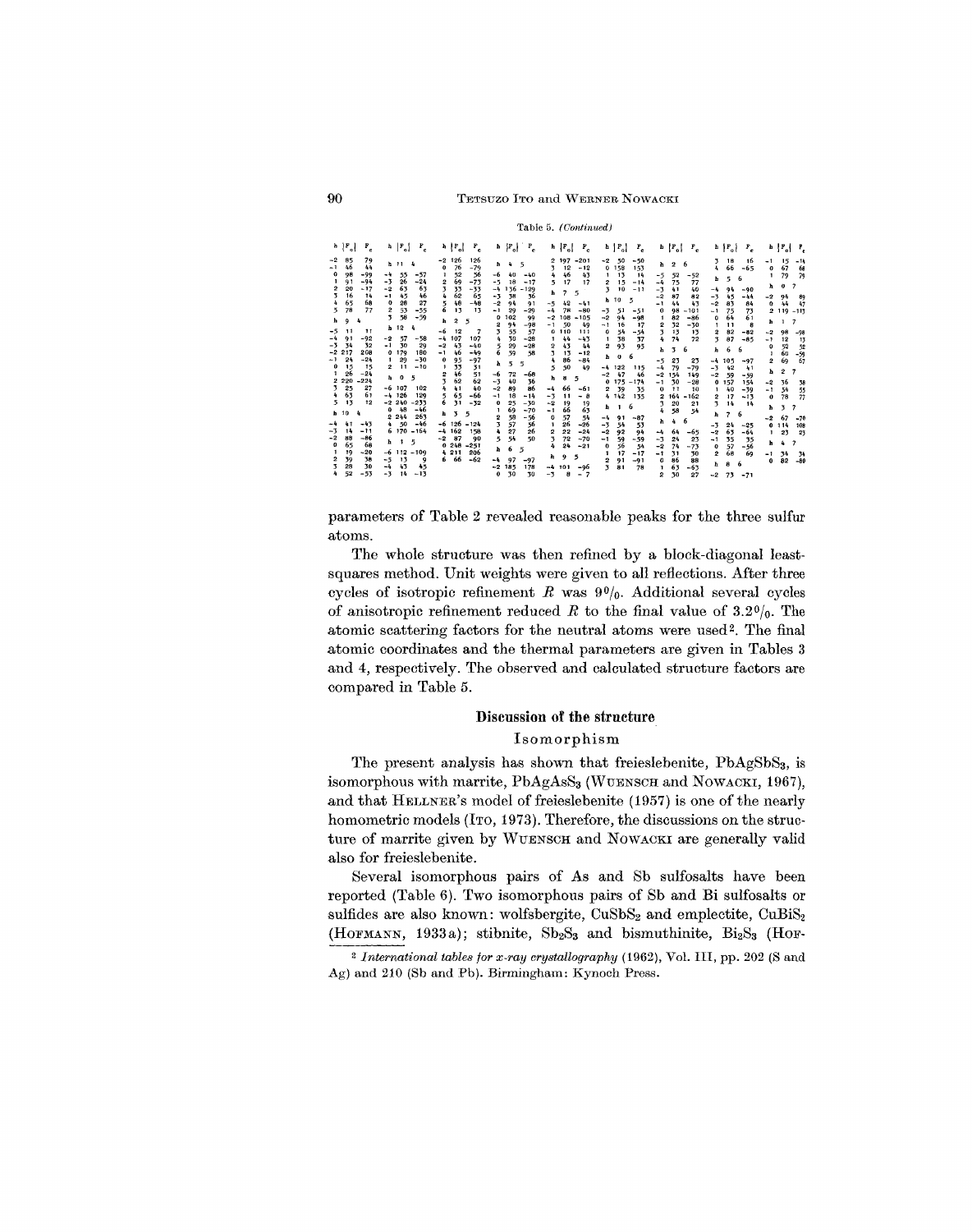Table 5. *(Continued)*

| $h$ | $\|F_o\|$ | $F_c$ |
|---|---|---|
| −2 | 85 | 79 |
| −1 | 46 | 44 |
| 0 | 98 | −99 |
| 1 | 91 | −94 |
| 2 | 20 | −17 |
| 3 | 16 | 14 |
| 4 | 65 | 68 |
| 5 | 78 | 77 |
| h 9 4 | | |
| −5 | 11 | 11 |
| −4 | 91 | −92 |
| −3 | 34 | 32 |
| −2 | 217 | 208 |
| −1 | 24 | −24 |
| 0 | 15 | 15 |
| 1 | 26 | −24 |
| 2 | 220 | −224 |
| 3 | 25 | 27 |
| 4 | 63 | 61 |
| 5 | 13 | 12 |
| h 10 4 | | |
| −4 | 41 | −43 |
| −3 | 14 | −11 |
| −2 | 88 | −86 |
| 0 | 65 | 68 |
| 1 | 19 | −20 |
| 2 | 39 | 38 |
| 3 | 28 | 30 |
| 4 | 52 | −53 |
| h 11 4 | | |
| −4 | 55 | −57 |
| −3 | 26 | −24 |
| −2 | 63 | 63 |
| −1 | 45 | 46 |
| 0 | 28 | 27 |
| 2 | 53 | −55 |
| 3 | 58 | −59 |
| h 12 4 | | |
| −2 | 57 | −58 |
| −1 | 30 | 29 |
| 0 | 179 | 180 |
| 1 | 29 | −30 |
| 2 | 11 | −10 |
| h 0 5 | | |
| −6 | 107 | 102 |
| −4 | 126 | 129 |
| −2 | 240 | −233 |
| 0 | 48 | −46 |
| 2 | 244 | 263 |
| 4 | 50 | −46 |
| 6 | 170 | −164 |
| h 1 5 | | |
| −6 | 112 | −109 |
| −5 | 13 | 9 |
| −4 | 43 | 45 |
| −3 | 14 | −13 |
| −2 | 126 | 126 |
| 0 | 76 | −79 |
| 1 | 52 | 56 |
| 2 | 69 | −73 |
| 3 | 33 | −33 |
| 4 | 62 | 65 |
| 5 | 48 | −48 |
| 6 | 13 | 13 |
| h 2 5 | | |
| −6 | 12 | 7 |
| −4 | 107 | 107 |
| −2 | 43 | −40 |
| −1 | 46 | −49 |
| 0 | 95 | −97 |
| 1 | 33 | 31 |
| 2 | 46 | 51 |
| 3 | 62 | 62 |
| 4 | 41 | 40 |
| 5 | 65 | −66 |
| 6 | 31 | −32 |
| h 3 5 | | |
| −6 | 126 | −124 |
| −4 | 162 | 158 |
| −2 | 87 | 90 |
| 0 | 248 | −251 |
| 4 | 211 | 206 |
| 6 | 66 | −62 |
| h 4 5 | | |
| −6 | 40 | −40 |
| −5 | 18 | −17 |
| −4 | 136 | −129 |
| −3 | 38 | 36 |
| −2 | 94 | 91 |
| −1 | 29 | −29 |
| 0 | 102 | 99 |
| 2 | 94 | −98 |
| 3 | 55 | 57 |
| 4 | 30 | −28 |
| 5 | 29 | −28 |
| 6 | 59 | 58 |
| h 5 5 | | |
| −6 | 72 | −68 |
| −3 | 40 | 36 |
| −2 | 89 | 86 |
| −1 | 18 | −14 |
| 0 | 25 | −30 |
| 1 | 69 | −70 |
| 2 | 58 | −56 |
| 3 | 57 | 56 |
| 4 | 27 | 26 |
| 5 | 54 | 50 |
| h 6 5 | | |
| −4 | 97 | −97 |
| −2 | 185 | 178 |
| 0 | 30 | 30 |
| 2 | 197 | −201 |
| 3 | 12 | −12 |
| 4 | 46 | 43 |
| 5 | 17 | 17 |
| h 7 5 | | |
| −5 | 42 | −41 |
| −4 | 78 | −80 |
| −2 | 108 | −105 |
| −1 | 50 | 49 |
| 0 | 110 | 111 |
| 1 | 44 | −43 |
| 2 | 43 | 44 |
| 3 | 13 | −12 |
| 4 | 86 | −84 |
| 5 | 50 | 49 |
| h 8 5 | | |
| −4 | 66 | −61 |
| −3 | 11 | −8 |
| −2 | 19 | 19 |
| −1 | 66 | 63 |
| 0 | 57 | 54 |
| 1 | 26 | −26 |
| 2 | 22 | −24 |
| 3 | 72 | −70 |
| 4 | 24 | −21 |
| h 9 5 | | |
| −4 | 101 | −96 |
| −3 | 8 | −7 |
| −2 | 50 | −50 |
| 0 | 158 | 153 |
| 1 | 13 | 14 |
| 2 | 15 | −14 |
| 3 | 10 | −11 |
| h 10 5 | | |
| −3 | 51 | −51 |
| −2 | 94 | −98 |
| −1 | 16 | 17 |
| 0 | 54 | −54 |
| 1 | 38 | 37 |
| 2 | 93 | 93 |
| h 0 6 | | |
| −4 | 122 | 115 |
| −2 | 47 | 46 |
| 0 | 175 | −174 |
| 2 | 39 | 35 |
| 4 | 142 | 135 |
| h 1 6 | | |
| −4 | 91 | −87 |
| −3 | 54 | 53 |
| −2 | 92 | 94 |
| −1 | 59 | −59 |
| 0 | 56 | 54 |
| 1 | 17 | −17 |
| 2 | 91 | −91 |
| 3 | 81 | 78 |
| h 2 6 | | |
| −5 | 52 | −52 |
| −4 | 75 | 77 |
| −3 | 41 | 40 |
| −2 | 87 | 82 |
| −1 | 44 | 43 |
| 0 | 98 | −101 |
| 1 | 82 | −86 |
| 2 | 32 | −30 |
| 3 | 13 | 13 |
| 4 | 74 | 72 |
| h 3 6 | | |
| −5 | 23 | 23 |
| −4 | 79 | −79 |
| −2 | 154 | 149 |
| −1 | 30 | −28 |
| 0 | 11 | 10 |
| 2 | 164 | −162 |
| 3 | 20 | 21 |
| 4 | 58 | 54 |
| h 4 6 | | |
| −4 | 64 | −65 |
| −3 | 24 | 23 |
| −2 | 74 | −73 |
| −1 | 31 | 30 |
| 0 | 86 | 88 |
| 1 | 63 | −63 |
| 2 | 30 | 27 |
| 3 | 18 | 16 |
| 4 | 66 | −65 |
| h 5 6 | | |
| −4 | 94 | −90 |
| −3 | 45 | −44 |
| −2 | 83 | 84 |
| −1 | 75 | 73 |
| 0 | 64 | 61 |
| 1 | 11 | 8 |
| 2 | 82 | −82 |
| 3 | 87 | −85 |
| h 6 6 | | |
| −4 | 105 | −97 |
| −3 | 42 | 41 |
| −2 | 59 | −59 |
| 0 | 157 | 154 |
| 1 | 40 | −39 |
| 2 | 17 | −13 |
| 3 | 14 | 14 |
| h 7 6 | | |
| −3 | 24 | −25 |
| −2 | 63 | −64 |
| −1 | 35 | 35 |
| 0 | 57 | −56 |
| 2 | 68 | 69 |
| h 8 6 | | |
| −2 | 73 | −71 |
| −1 | 15 | −14 |
| 0 | 67 | 68 |
| 1 | 79 | 79 |
| h 0 7 | | |
| −2 | 94 | 89 |
| 0 | 44 | 47 |
| 2 | 119 | −113 |
| h 1 7 | | |
| −2 | 98 | −98 |
| −1 | 12 | 13 |
| 0 | 52 | 52 |
| 1 | 60 | −59 |
| 2 | 69 | 67 |
| h 2 7 | | |
| −2 | 16 | 18 |
| −1 | 54 | 55 |
| 0 | 78 | 77 |
| h 3 7 | | |
| −2 | 67 | −70 |
| 0 | 114 | 108 |
| 1 | 23 | 23 |
| h 4 7 | | |
| −1 | 34 | 34 |
| 0 | 82 | −80 |

parameters of Table 2 revealed reasonable peaks for the three sulfur atoms.

The whole structure was then refined by a block-diagonal least-squares method. Unit weights were given to all reflections. After three cycles of isotropic refinement $R$ was 9%. Additional several cycles of anisotropic refinement reduced $R$ to the final value of 3.2%. The atomic scattering factors for the neutral atoms were used[2]. The final atomic coordinates and the thermal parameters are given in Tables 3 and 4, respectively. The observed and calculated structure factors are compared in Table 5.

## Discussion of the structure

### Isomorphism

The present analysis has shown that freieslebenite, $PbAgSbS_3$, is isomorphous with marrite, $PbAgAsS_3$ (WUENSCH and NOWACKI, 1967), and that HELLNER's model of freieslebenite (1957) is one of the nearly homometric models (ITO, 1973). Therefore, the discussions on the structure of marrite given by WUENSCH and NOWACKI are generally valid also for freieslebenite.

Several isomorphous pairs of As and Sb sulfosalts have been reported (Table 6). Two isomorphous pairs of Sb and Bi sulfosalts or sulfides are also known: wolfsbergite, $CuSbS_2$ and emplectite, $CuBiS_2$ (HOFMANN, 1933a); stibnite, $Sb_2S_3$ and bismuthinite, $Bi_2S_3$ (HOF-

[2] *International tables for x-ray crystallography* (1962), Vol. III, pp. 202 (S and Ag) and 210 (Sb and Pb). Birmingham: Kynoch Press.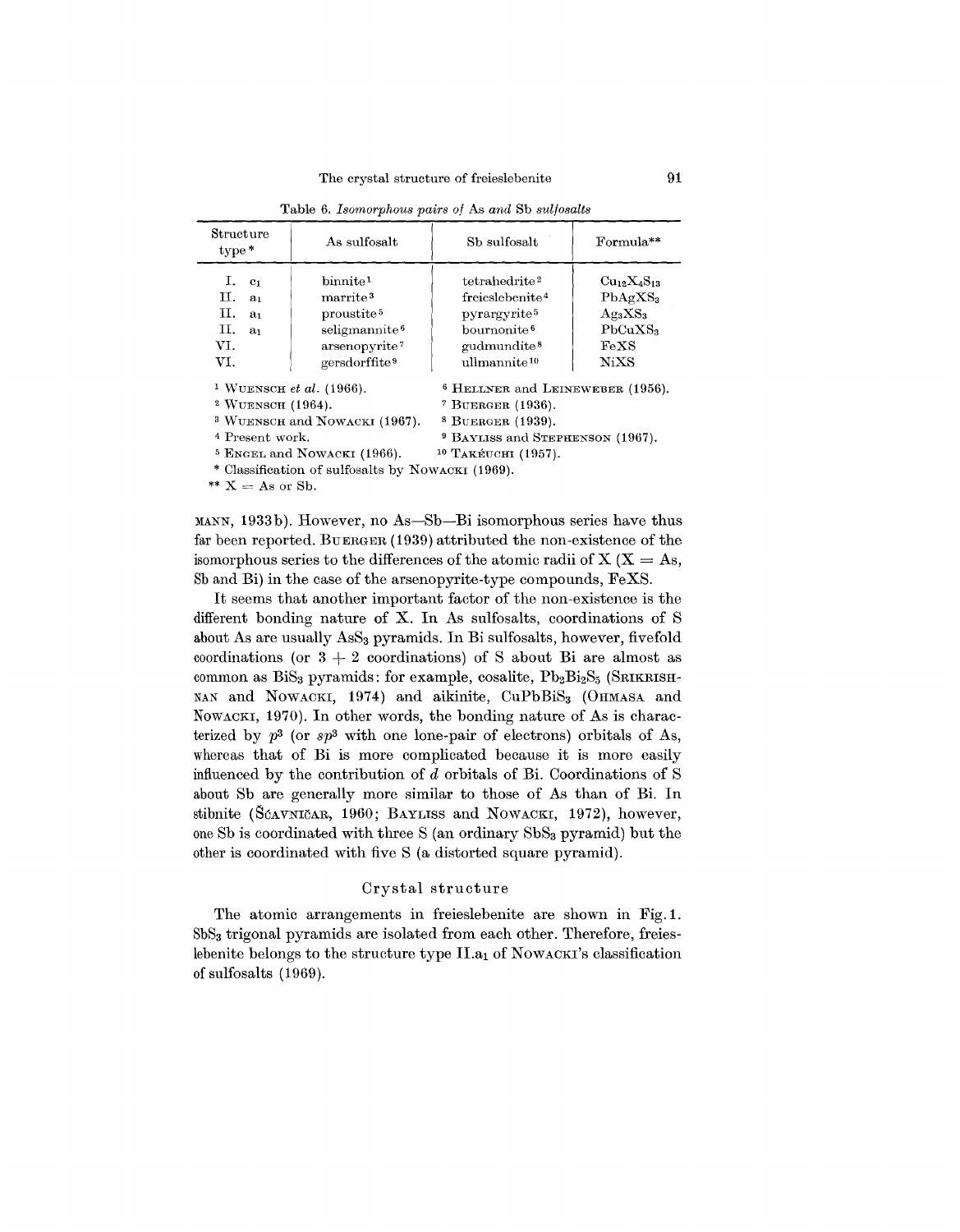Table 6. *Isomorphous pairs of As and Sb sulfosalts*

| Structure type* | As sulfosalt | Sb sulfosalt | Formula** |
|---|---|---|---|
| I. $c_1$ | binnite[1] | tetrahedrite[2] | $Cu_{12}X_4S_{13}$ |
| II. $a_1$ | marrite[3] | freieslebenite[4] | $PbAgXS_3$ |
| II. $a_1$ | proustite[5] | pyrargyrite[5] | $Ag_3XS_3$ |
| II. $a_1$ | seligmannite[6] | bournonite[6] | $PbCuXS_3$ |
| VI. | arsenopyrite[7] | gudmundite[8] | FeXS |
| VI. | gersdorffite[9] | ullmannite[10] | NiXS |

[1] WUENSCH *et al.* (1966).
[2] WUENSCH (1964).
[3] WUENSCH and NOWACKI (1967).
[4] Present work.
[5] ENGEL and NOWACKI (1966).
[6] HELLNER and LEINEWEBER (1956).
[7] BUERGER (1936).
[8] BUERGER (1939).
[9] BAYLISS and STEPHENSON (1967).
[10] TAKÉUCHI (1957).
\* Classification of sulfosalts by NOWACKI (1969).
\*\* X = As or Sb.

MANN, 1933b). However, no As—Sb—Bi isomorphous series have thus far been reported. BUERGER (1939) attributed the non-existence of the isomorphous series to the differences of the atomic radii of X (X = As, Sb and Bi) in the case of the arsenopyrite-type compounds, FeXS.

It seems that another important factor of the non-existence is the different bonding nature of X. In As sulfosalts, coordinations of S about As are usually $AsS_3$ pyramids. In Bi sulfosalts, however, fivefold coordinations (or 3 + 2 coordinations) of S about Bi are almost as common as $BiS_3$ pyramids: for example, cosalite, $Pb_2Bi_2S_5$ (SRIKRISHNAN and NOWACKI, 1974) and aikinite, $CuPbBiS_3$ (OHMASA and NOWACKI, 1970). In other words, the bonding nature of As is characterized by $p^3$ (or $sp^3$ with one lone-pair of electrons) orbitals of As, whereas that of Bi is more complicated because it is more easily influenced by the contribution of $d$ orbitals of Bi. Coordinations of S about Sb are generally more similar to those of As than of Bi. In stibnite (ŠĆAVNIČAR, 1960; BAYLISS and NOWACKI, 1972), however, one Sb is coordinated with three S (an ordinary $SbS_3$ pyramid) but the other is coordinated with five S (a distorted square pyramid).

## Crystal structure

The atomic arrangements in freieslebenite are shown in Fig. 1. $SbS_3$ trigonal pyramids are isolated from each other. Therefore, freieslebenite belongs to the structure type II.$a_1$ of NOWACKI's classification of sulfosalts (1969).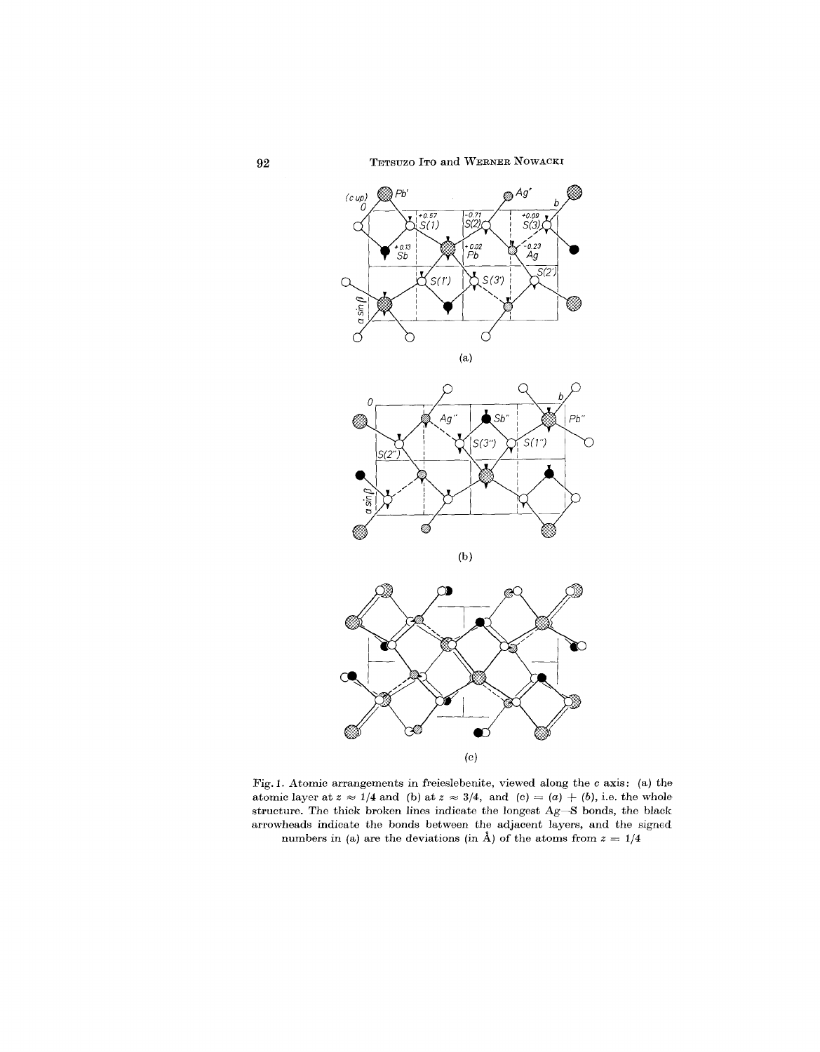(a)

(b)

(c)

Fig. 1. Atomic arrangements in freieslebenite, viewed along the $c$ axis: (a) the atomic layer at $z \approx 1/4$ and (b) at $z \approx 3/4$, and (c) = (a) + (b), i.e. the whole structure. The thick broken lines indicate the longest Ag—S bonds, the black arrowheads indicate the bonds between the adjacent layers, and the signed numbers in (a) are the deviations (in Å) of the atoms from $z = 1/4$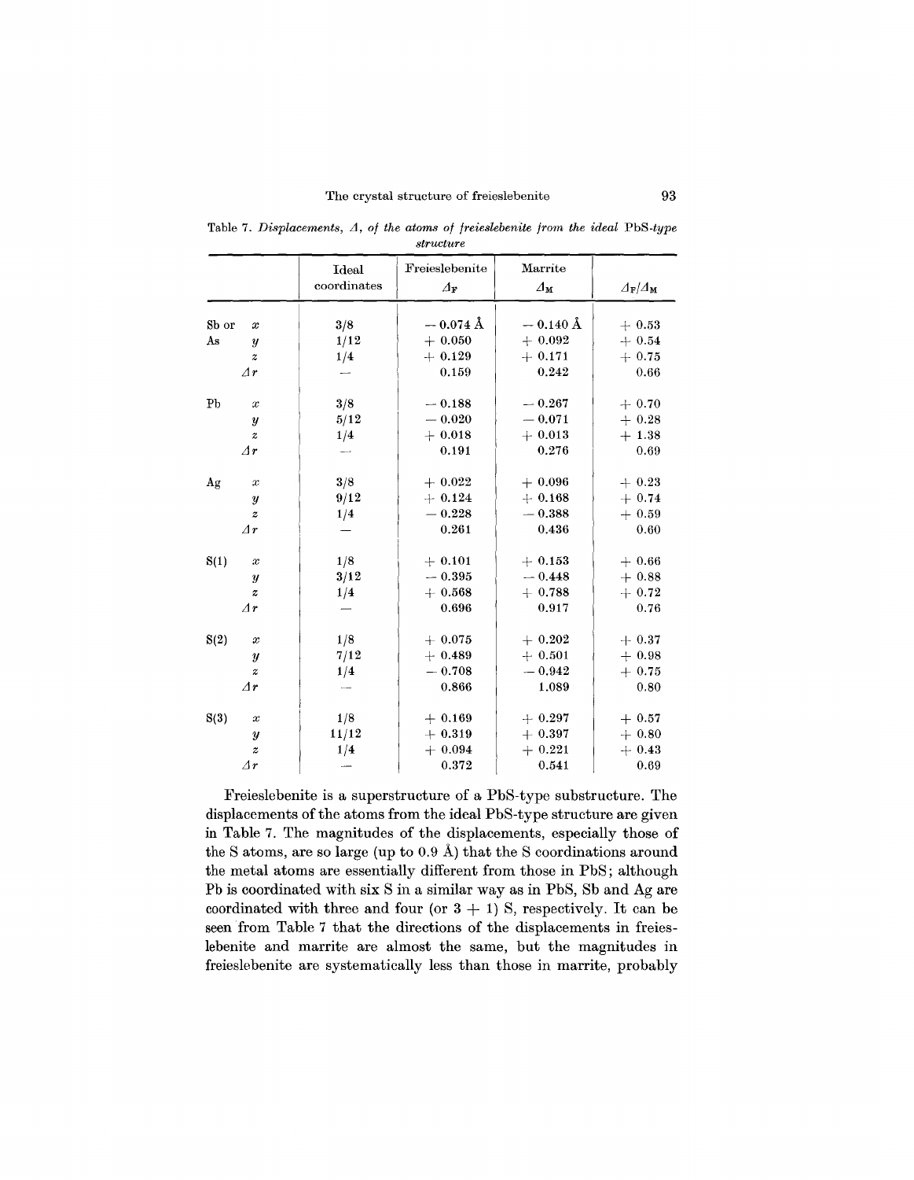Table 7. *Displacements, Δ, of the atoms of freieslebenite from the ideal* PbS*-type structure*

| | | Ideal coordinates | Freieslebenite $\Delta_F$ | Marrite $\Delta_M$ | $\Delta_F/\Delta_M$ |
|---|---|---|---|---|---|
| Sb or | $x$ | 3/8 | − 0.074 Å | − 0.140 Å | + 0.53 |
| As | $y$ | 1/12 | + 0.050 | + 0.092 | + 0.54 |
| | $z$ | 1/4 | + 0.129 | + 0.171 | + 0.75 |
| | $\Delta r$ | — | 0.159 | 0.242 | 0.66 |
| Pb | $x$ | 3/8 | − 0.188 | − 0.267 | + 0.70 |
| | $y$ | 5/12 | − 0.020 | − 0.071 | + 0.28 |
| | $z$ | 1/4 | + 0.018 | + 0.013 | + 1.38 |
| | $\Delta r$ | — | 0.191 | 0.276 | 0.69 |
| Ag | $x$ | 3/8 | + 0.022 | + 0.096 | + 0.23 |
| | $y$ | 9/12 | + 0.124 | + 0.168 | + 0.74 |
| | $z$ | 1/4 | − 0.228 | − 0.388 | + 0.59 |
| | $\Delta r$ | — | 0.261 | 0.436 | 0.60 |
| S(1) | $x$ | 1/8 | + 0.101 | + 0.153 | + 0.66 |
| | $y$ | 3/12 | − 0.395 | − 0.448 | + 0.88 |
| | $z$ | 1/4 | + 0.568 | + 0.788 | + 0.72 |
| | $\Delta r$ | — | 0.696 | 0.917 | 0.76 |
| S(2) | $x$ | 1/8 | + 0.075 | + 0.202 | + 0.37 |
| | $y$ | 7/12 | + 0.489 | + 0.501 | + 0.98 |
| | $z$ | 1/4 | − 0.708 | − 0.942 | + 0.75 |
| | $\Delta r$ | — | 0.866 | 1.089 | 0.80 |
| S(3) | $x$ | 1/8 | + 0.169 | + 0.297 | + 0.57 |
| | $y$ | 11/12 | + 0.319 | + 0.397 | + 0.80 |
| | $z$ | 1/4 | + 0.094 | + 0.221 | + 0.43 |
| | $\Delta r$ | — | 0.372 | 0.541 | 0.69 |

Freieslebenite is a superstructure of a PbS-type substructure. The displacements of the atoms from the ideal PbS-type structure are given in Table 7. The magnitudes of the displacements, especially those of the S atoms, are so large (up to 0.9 Å) that the S coordinations around the metal atoms are essentially different from those in PbS; although Pb is coordinated with six S in a similar way as in PbS, Sb and Ag are coordinated with three and four (or 3 + 1) S, respectively. It can be seen from Table 7 that the directions of the displacements in freieslebenite and marrite are almost the same, but the magnitudes in freieslebenite are systematically less than those in marrite, probably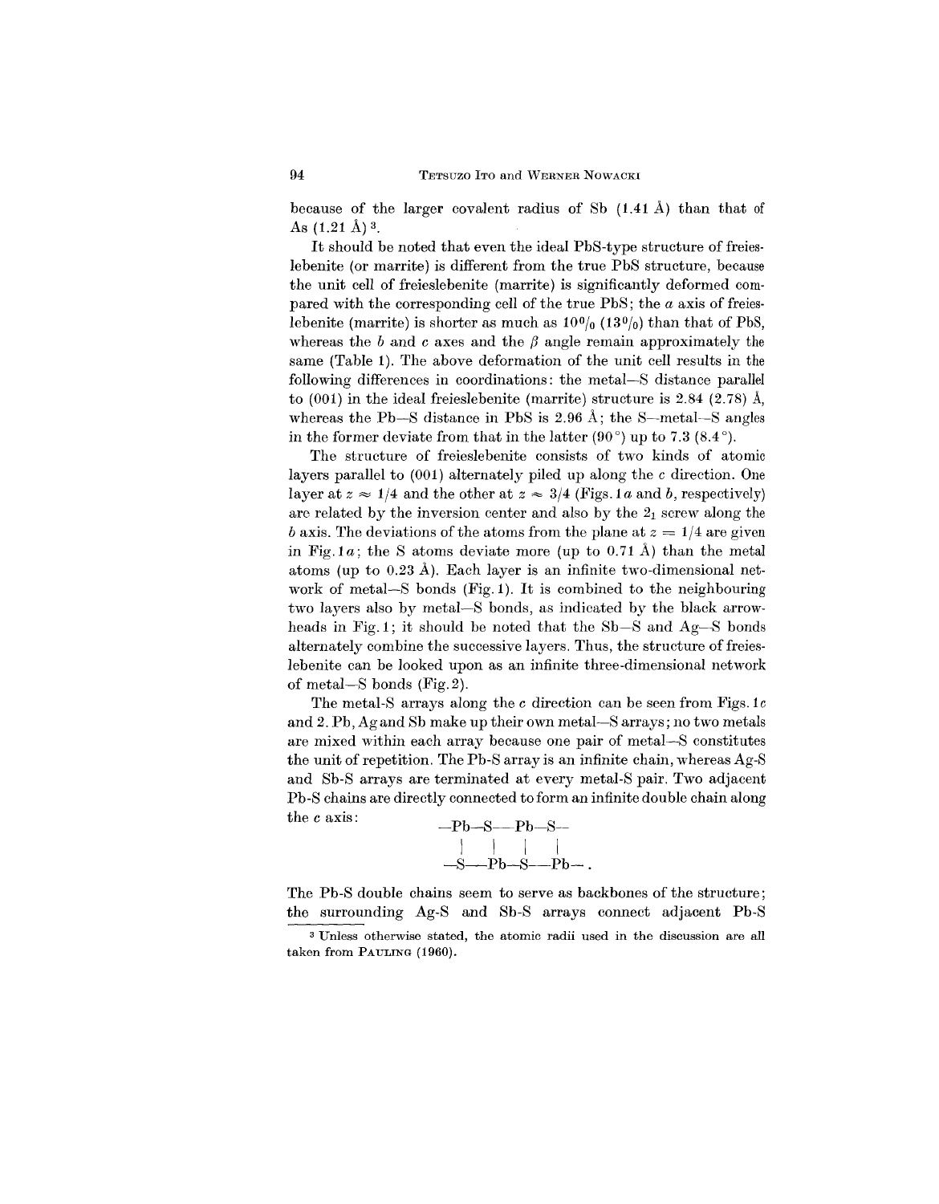because of the larger covalent radius of Sb (1.41 Å) than that of As (1.21 Å) [3].

It should be noted that even the ideal PbS-type structure of freieslebenite (or marrite) is different from the true PbS structure, because the unit cell of freieslebenite (marrite) is significantly deformed compared with the corresponding cell of the true PbS; the $a$ axis of freieslebenite (marrite) is shorter as much as 10% (13%) than that of PbS, whereas the $b$ and $c$ axes and the $\beta$ angle remain approximately the same (Table 1). The above deformation of the unit cell results in the following differences in coordinations: the metal—S distance parallel to (001) in the ideal freieslebenite (marrite) structure is 2.84 (2.78) Å, whereas the Pb—S distance in PbS is 2.96 Å; the S—metal—S angles in the former deviate from that in the latter (90°) up to 7.3 (8.4°).

The structure of freieslebenite consists of two kinds of atomic layers parallel to (001) alternately piled up along the $c$ direction. One layer at $z \approx 1/4$ and the other at $z \approx 3/4$ (Figs. 1$a$ and $b$, respectively) are related by the inversion center and also by the $2_1$ screw along the $b$ axis. The deviations of the atoms from the plane at $z = 1/4$ are given in Fig. 1$a$; the S atoms deviate more (up to 0.71 Å) than the metal atoms (up to 0.23 Å). Each layer is an infinite two-dimensional network of metal—S bonds (Fig. 1). It is combined to the neighbouring two layers also by metal—S bonds, as indicated by the black arrowheads in Fig. 1; it should be noted that the Sb—S and Ag—S bonds alternately combine the successive layers. Thus, the structure of freieslebenite can be looked upon as an infinite three-dimensional network of metal—S bonds (Fig. 2).

The metal-S arrays along the $c$ direction can be seen from Figs. 1$c$ and 2. Pb, Ag and Sb make up their own metal—S arrays; no two metals are mixed within each array because one pair of metal—S constitutes the unit of repetition. The Pb-S array is an infinite chain, whereas Ag-S and Sb-S arrays are terminated at every metal-S pair. Two adjacent Pb-S chains are directly connected to form an infinite double chain along the $c$ axis:

```
—Pb—S—Pb—S—
  |   |   |   |
—S—Pb—S—Pb— .
```

The Pb-S double chains seem to serve as backbones of the structure; the surrounding Ag-S and Sb-S arrays connect adjacent Pb-S

[3] Unless otherwise stated, the atomic radii used in the discussion are all taken from PAULING (1960).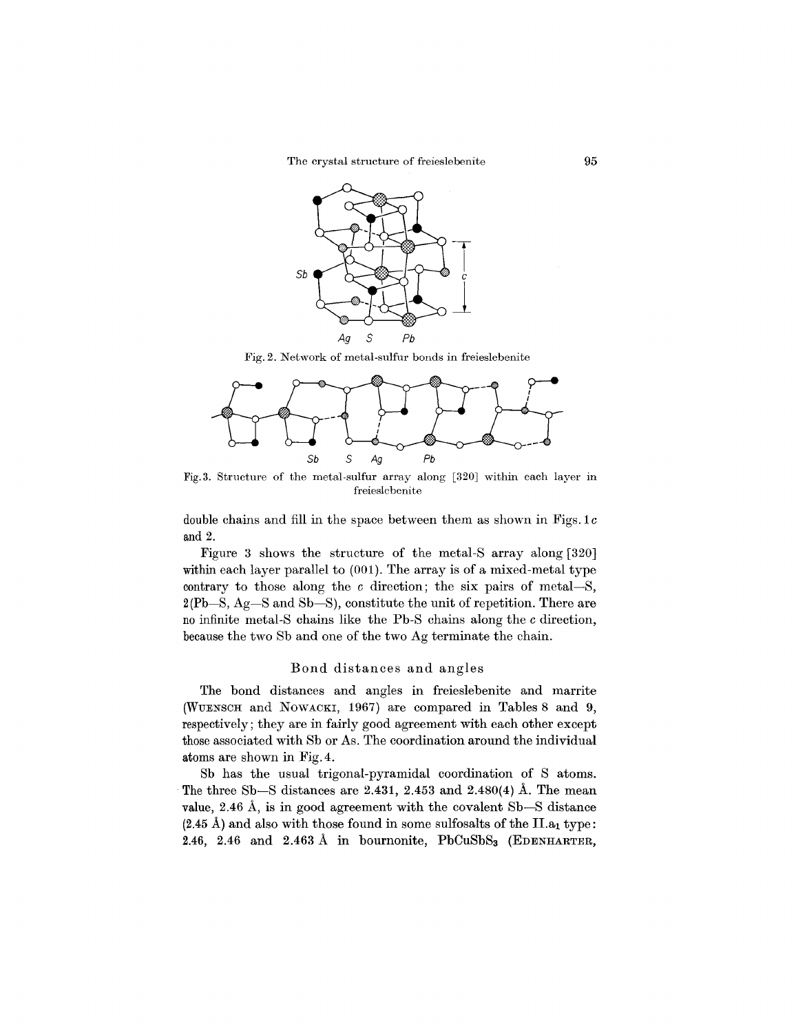Fig. 2. Network of metal-sulfur bonds in freieslebenite

Fig. 3. Structure of the metal-sulfur array along [320] within each layer in freieslebenite

double chains and fill in the space between them as shown in Figs. 1c and 2.

Figure 3 shows the structure of the metal-S array along [320] within each layer parallel to (001). The array is of a mixed-metal type contrary to those along the $c$ direction; the six pairs of metal—S, 2(Pb—S, Ag—S and Sb—S), constitute the unit of repetition. There are no infinite metal-S chains like the Pb-S chains along the $c$ direction, because the two Sb and one of the two Ag terminate the chain.

## Bond distances and angles

The bond distances and angles in freieslebenite and marrite (WUENSCH and NOWACKI, 1967) are compared in Tables 8 and 9, respectively; they are in fairly good agreement with each other except those associated with Sb or As. The coordination around the individual atoms are shown in Fig. 4.

Sb has the usual trigonal-pyramidal coordination of S atoms. The three Sb—S distances are 2.431, 2.453 and 2.480(4) Å. The mean value, 2.46 Å, is in good agreement with the covalent Sb—S distance (2.45 Å) and also with those found in some sulfosalts of the $\text{II.a}_1$ type: 2.46, 2.46 and 2.463 Å in bournonite, $PbCuSbS_3$ (EDENHARTER,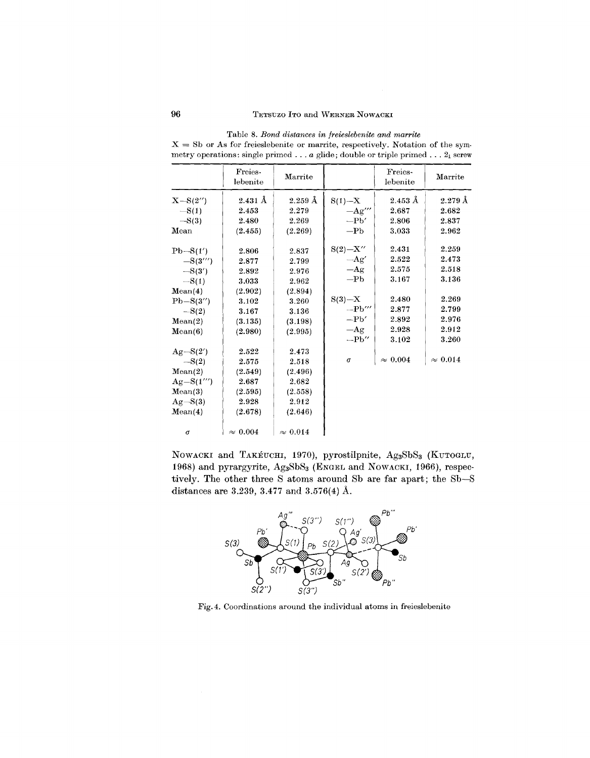Table 8. *Bond distances in freieslebenite and marrite*

X = Sb or As for freieslebenite or marrite, respectively. Notation of the symmetry operations: single primed . . . *a* glide; double or triple primed . . . $2_1$ screw

| | Freies-lebenite | Marrite | | Freies-lebenite | Marrite |
|---|---|---|---|---|---|
| X—S(2″) | 2.431 Å | 2.259 Å | S(1)—X | 2.453 Å | 2.279 Å |
| —S(1) | 2.453 | 2.279 | —Ag‴ | 2.687 | 2.682 |
| —S(3) | 2.480 | 2.269 | —Pb′ | 2.806 | 2.837 |
| Mean | (2.455) | (2.269) | —Pb | 3.033 | 2.962 |
| Pb—S(1′) | 2.806 | 2.837 | S(2)—X″ | 2.431 | 2.259 |
| —S(3‴) | 2.877 | 2.799 | —Ag′ | 2.522 | 2.473 |
| —S(3′) | 2.892 | 2.976 | —Ag | 2.575 | 2.518 |
| —S(1) | 3.033 | 2.962 | —Pb | 3.167 | 3.136 |
| Mean(4) | (2.902) | (2.894) | | | |
| Pb—S(3″) | 3.102 | 3.260 | S(3)—X | 2.480 | 2.269 |
| —S(2) | 3.167 | 3.136 | —Pb‴ | 2.877 | 2.799 |
| Mean(2) | (3.135) | (3.198) | —Pb′ | 2.892 | 2.976 |
| Mean(6) | (2.980) | (2.995) | —Ag | 2.928 | 2.912 |
| | | | —Pb″ | 3.102 | 3.260 |
| Ag—S(2′) | 2.522 | 2.473 | | | |
| —S(2) | 2.575 | 2.518 | $\sigma$ | $\approx$ 0.004 | $\approx$ 0.014 |
| Mean(2) | (2.549) | (2.496) | | | |
| Ag—S(1‴) | 2.687 | 2.682 | | | |
| Mean(3) | (2.595) | (2.558) | | | |
| Ag—S(3) | 2.928 | 2.912 | | | |
| Mean(4) | (2.678) | (2.646) | | | |
| $\sigma$ | $\approx$ 0.004 | $\approx$ 0.014 | | | |

NOWACKI and TAKÉUCHI, 1970), pyrostilpnite, $Ag_3SbS_3$ (KUTOGLU, 1968) and pyrargyrite, $Ag_3SbS_3$ (ENGEL and NOWACKI, 1966), respectively. The other three S atoms around Sb are far apart; the Sb—S distances are 3.239, 3.477 and 3.576(4) Å.

Fig. 4. Coordinations around the individual atoms in freieslebenite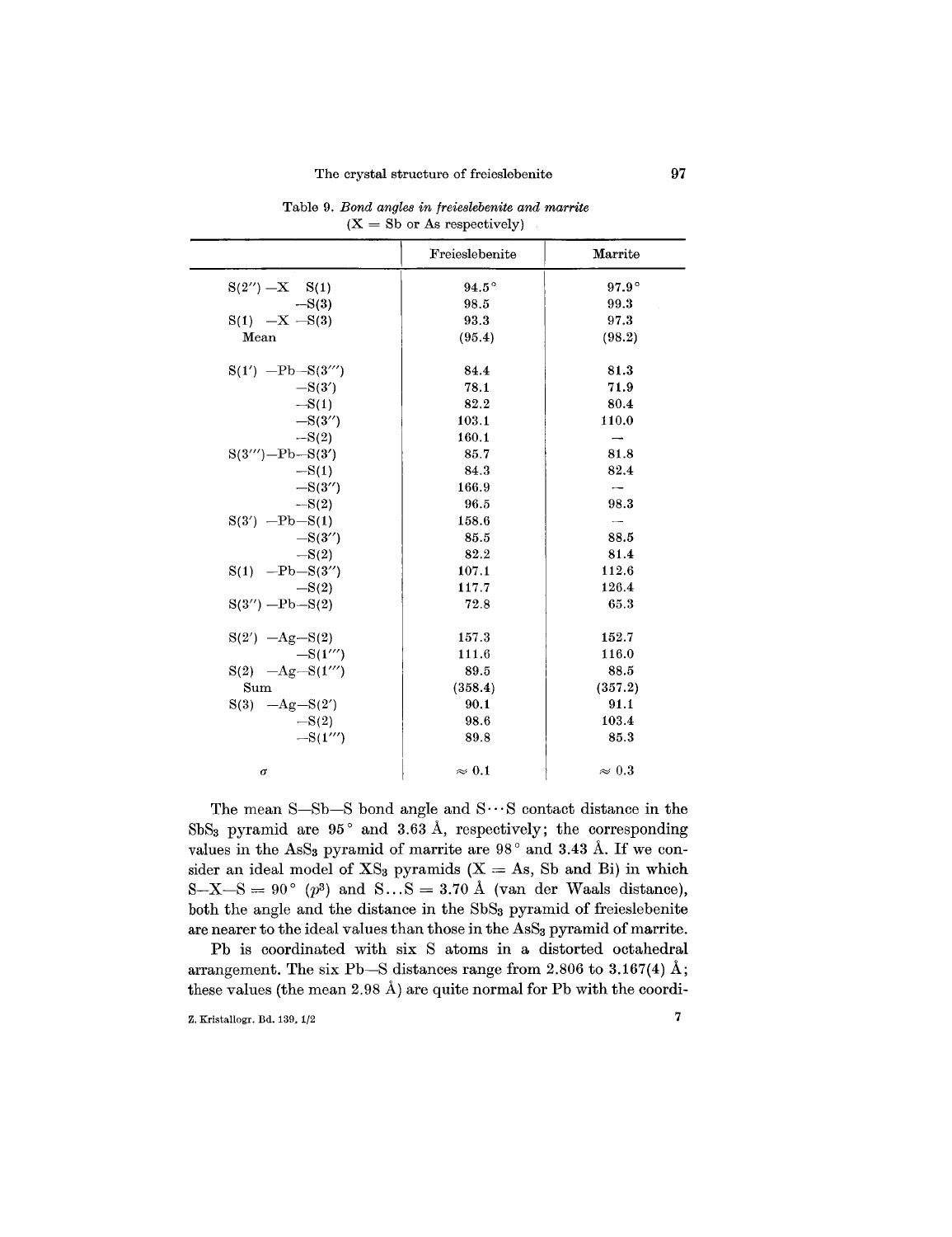Table 9. *Bond angles in freieslebenite and marrite*
(X = Sb or As respectively)

| | Freieslebenite | Marrite |
|---|---|---|
| S(2'') –X S(1) | 94.5° | 97.9° |
| –S(3) | 98.5 | 99.3 |
| S(1) –X –S(3) | 93.3 | 97.3 |
| Mean | (95.4) | (98.2) |
| S(1') –Pb–S(3''') | 84.4 | 81.3 |
| –S(3') | 78.1 | 71.9 |
| –S(1) | 82.2 | 80.4 |
| –S(3'') | 103.1 | 110.0 |
| –S(2) | 160.1 | — |
| S(3''')–Pb–S(3') | 85.7 | 81.8 |
| –S(1) | 84.3 | 82.4 |
| –S(3'') | 166.9 | — |
| –S(2) | 96.5 | 98.3 |
| S(3') –Pb–S(1) | 158.6 | — |
| –S(3'') | 85.5 | 88.5 |
| –S(2) | 82.2 | 81.4 |
| S(1) –Pb–S(3'') | 107.1 | 112.6 |
| –S(2) | 117.7 | 126.4 |
| S(3'') –Pb–S(2) | 72.8 | 65.3 |
| S(2') –Ag–S(2) | 157.3 | 152.7 |
| –S(1''') | 111.6 | 116.0 |
| S(2) –Ag–S(1''') | 89.5 | 88.5 |
| Sum | (358.4) | (357.2) |
| S(3) –Ag–S(2') | 90.1 | 91.1 |
| –S(2) | 98.6 | 103.4 |
| –S(1''') | 89.8 | 85.3 |
| σ | ≈ 0.1 | ≈ 0.3 |

The mean S—Sb—S bond angle and S···S contact distance in the $SbS_3$ pyramid are 95° and 3.63 Å, respectively; the corresponding values in the $AsS_3$ pyramid of marrite are 98° and 3.43 Å. If we consider an ideal model of $XS_3$ pyramids (X = As, Sb and Bi) in which S—X—S = 90° ($p^3$) and S...S = 3.70 Å (van der Waals distance), both the angle and the distance in the $SbS_3$ pyramid of freieslebenite are nearer to the ideal values than those in the $AsS_3$ pyramid of marrite.

Pb is coordinated with six S atoms in a distorted octahedral arrangement. The six Pb—S distances range from 2.806 to 3.167(4) Å; these values (the mean 2.98 Å) are quite normal for Pb with the coordi-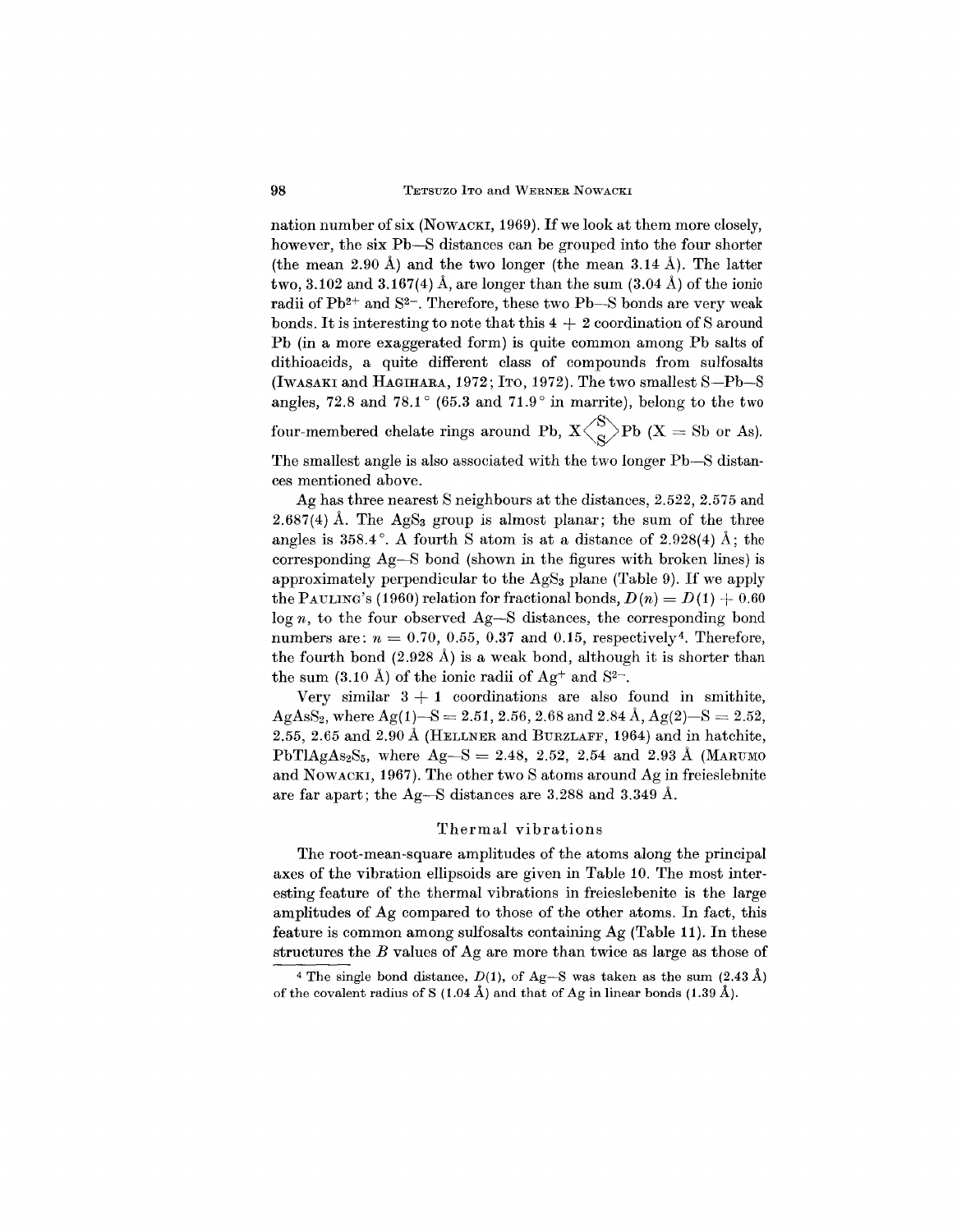nation number of six (NOWACKI, 1969). If we look at them more closely, however, the six Pb—S distances can be grouped into the four shorter (the mean 2.90 Å) and the two longer (the mean 3.14 Å). The latter two, 3.102 and 3.167(4) Å, are longer than the sum (3.04 Å) of the ionic radii of $Pb^{2+}$ and $S^{2-}$. Therefore, these two Pb—S bonds are very weak bonds. It is interesting to note that this 4 + 2 coordination of S around Pb (in a more exaggerated form) is quite common among Pb salts of dithioacids, a quite different class of compounds from sulfosalts (IWASAKI and HAGIHARA, 1972; ITO, 1972). The two smallest S—Pb—S angles, 72.8 and 78.1° (65.3 and 71.9° in marrite), belong to the two four-membered chelate rings around Pb, $X\langle{}^{S}_{S}\rangle Pb$ (X = Sb or As). The smallest angle is also associated with the two longer Pb—S distances mentioned above.

Ag has three nearest S neighbours at the distances, 2.522, 2.575 and 2.687(4) Å. The $AgS_3$ group is almost planar; the sum of the three angles is 358.4°. A fourth S atom is at a distance of 2.928(4) Å; the corresponding Ag—S bond (shown in the figures with broken lines) is approximately perpendicular to the $AgS_3$ plane (Table 9). If we apply the PAULING's (1960) relation for fractional bonds, $D(n) = D(1) + 0.60 \log n$, to the four observed Ag—S distances, the corresponding bond numbers are: $n = 0.70$, 0.55, 0.37 and 0.15, respectively[4]. Therefore, the fourth bond (2.928 Å) is a weak bond, although it is shorter than the sum (3.10 Å) of the ionic radii of $Ag^+$ and $S^{2-}$.

Very similar 3 + 1 coordinations are also found in smithite, $AgAsS_2$, where Ag(1)—S = 2.51, 2.56, 2.68 and 2.84 Å, Ag(2)—S = 2.52, 2.55, 2.65 and 2.90 Å (HELLNER and BURZLAFF, 1964) and in hatchite, $PbTlAgAs_2S_5$, where Ag—S = 2.48, 2.52, 2.54 and 2.93 Å (MARUMO and NOWACKI, 1967). The other two S atoms around Ag in freieslebnite are far apart; the Ag—S distances are 3.288 and 3.349 Å.

## Thermal vibrations

The root-mean-square amplitudes of the atoms along the principal axes of the vibration ellipsoids are given in Table 10. The most interesting feature of the thermal vibrations in freieslebenite is the large amplitudes of Ag compared to those of the other atoms. In fact, this feature is common among sulfosalts containing Ag (Table 11). In these structures the $B$ values of Ag are more than twice as large as those of

---

[4] The single bond distance, $D(1)$, of Ag—S was taken as the sum (2.43 Å) of the covalent radius of S (1.04 Å) and that of Ag in linear bonds (1.39 Å).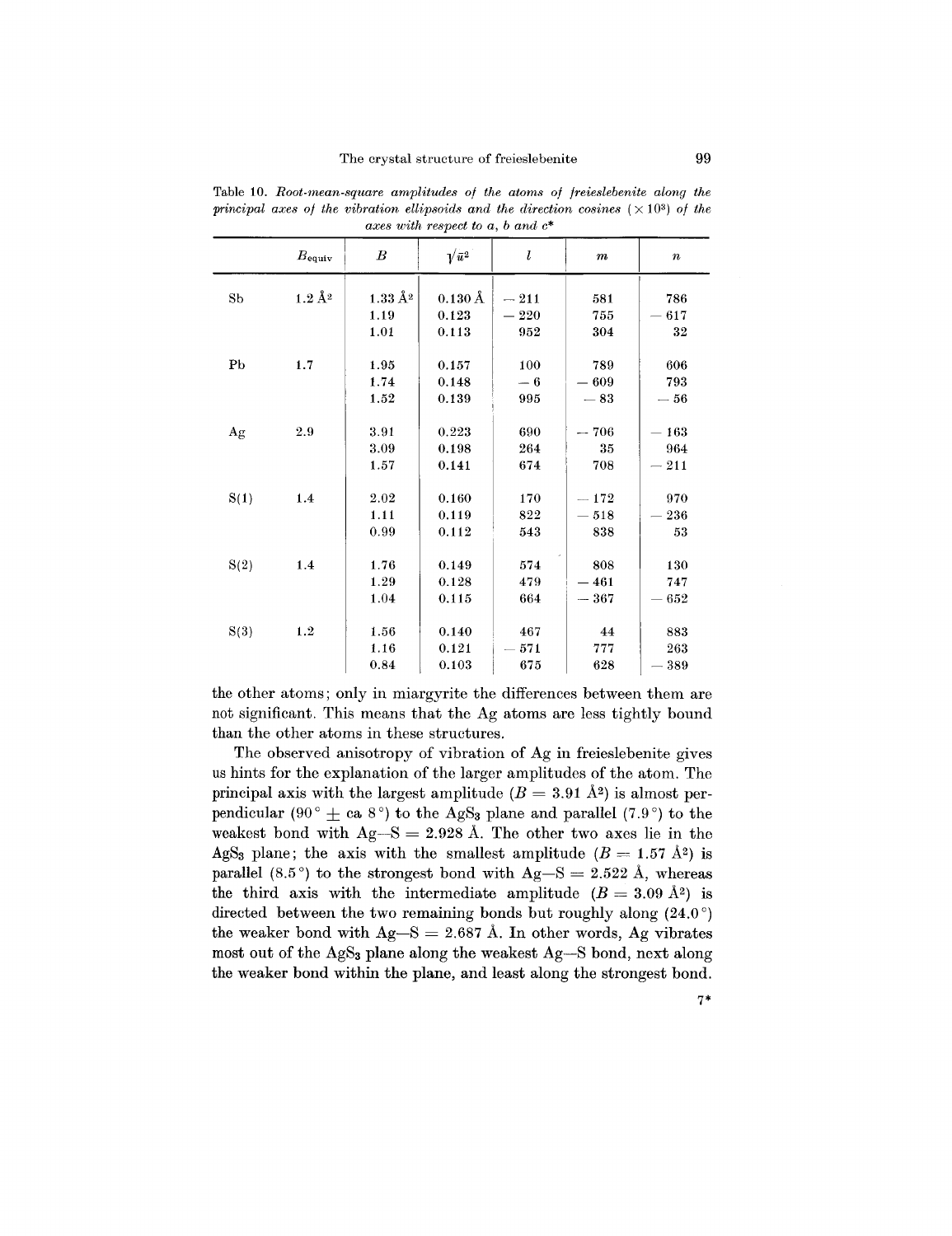Table 10. *Root-mean-square amplitudes of the atoms of freieslebenite along the principal axes of the vibration ellipsoids and the direction cosines* ($\times 10^3$) *of the axes with respect to a, b and c\**

| | $B_{\text{equiv}}$ | $B$ | $\sqrt{\bar{u}^2}$ | $l$ | $m$ | $n$ |
|---|---|---|---|---|---|---|
| Sb | 1.2 Å$^2$ | 1.33 Å$^2$ | 0.130 Å | −211 | 581 | 786 |
| | | 1.19 | 0.123 | −220 | 755 | −617 |
| | | 1.01 | 0.113 | 952 | 304 | 32 |
| Pb | 1.7 | 1.95 | 0.157 | 100 | 789 | 606 |
| | | 1.74 | 0.148 | −6 | −609 | 793 |
| | | 1.52 | 0.139 | 995 | −83 | −56 |
| Ag | 2.9 | 3.91 | 0.223 | 690 | −706 | −163 |
| | | 3.09 | 0.198 | 264 | 35 | 964 |
| | | 1.57 | 0.141 | 674 | 708 | −211 |
| S(1) | 1.4 | 2.02 | 0.160 | 170 | −172 | 970 |
| | | 1.11 | 0.119 | 822 | −518 | −236 |
| | | 0.99 | 0.112 | 543 | 838 | 53 |
| S(2) | 1.4 | 1.76 | 0.149 | 574 | 808 | 130 |
| | | 1.29 | 0.128 | 479 | −461 | 747 |
| | | 1.04 | 0.115 | 664 | −367 | −652 |
| S(3) | 1.2 | 1.56 | 0.140 | 467 | 44 | 883 |
| | | 1.16 | 0.121 | −571 | 777 | 263 |
| | | 0.84 | 0.103 | 675 | 628 | −389 |

the other atoms; only in miargyrite the differences between them are not significant. This means that the Ag atoms are less tightly bound than the other atoms in these structures.

The observed anisotropy of vibration of Ag in freieslebenite gives us hints for the explanation of the larger amplitudes of the atom. The principal axis with the largest amplitude ($B = 3.91$ Å$^2$) is almost perpendicular ($90° \pm$ ca $8°$) to the $AgS_3$ plane and parallel (7.9°) to the weakest bond with Ag—S = 2.928 Å. The other two axes lie in the $AgS_3$ plane; the axis with the smallest amplitude ($B = 1.57$ Å$^2$) is parallel (8.5°) to the strongest bond with Ag—S = 2.522 Å, whereas the third axis with the intermediate amplitude ($B = 3.09$ Å$^2$) is directed between the two remaining bonds but roughly along (24.0°) the weaker bond with Ag—S = 2.687 Å. In other words, Ag vibrates most out of the $AgS_3$ plane along the weakest Ag—S bond, next along the weaker bond within the plane, and least along the strongest bond.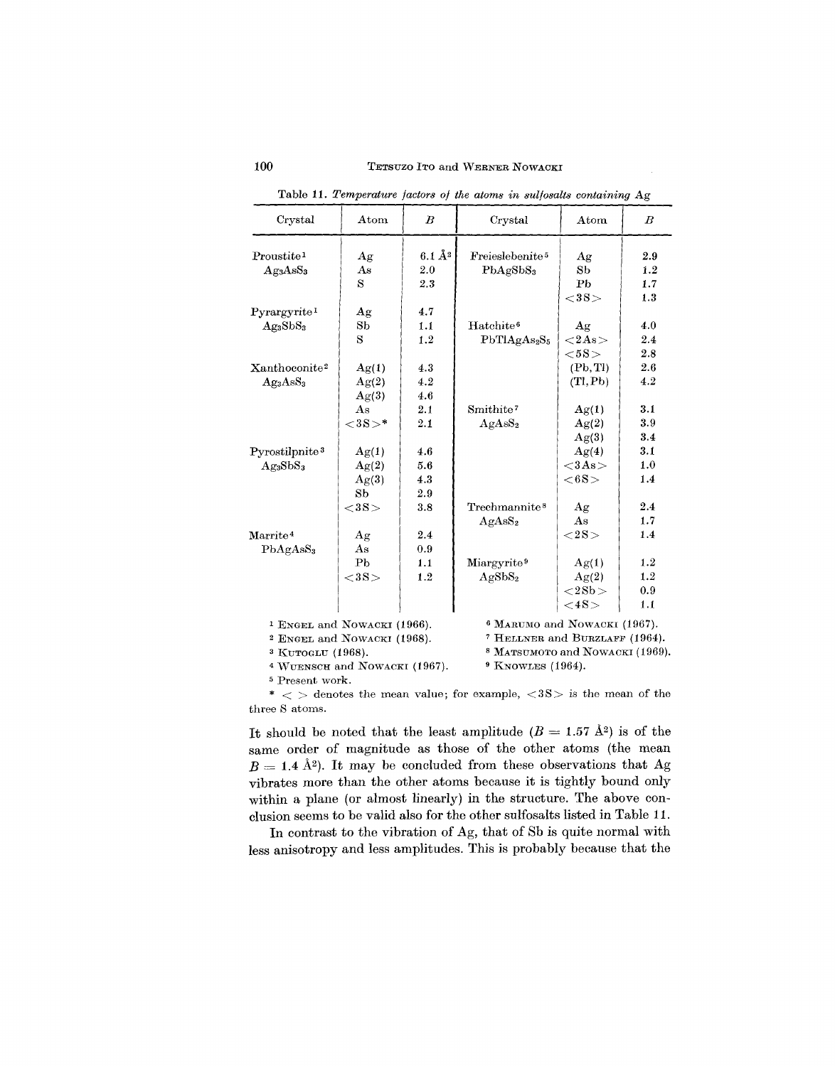Table 11. *Temperature factors of the atoms in sulfosalts containing* Ag

| Crystal | Atom | $B$ | Crystal | Atom | $B$ |
|---|---|---|---|---|---|
| Proustite[1] $Ag_3AsS_3$ | Ag | 6.1 Å$^2$ | Freieslebenite[5] $PbAgSbS_3$ | Ag | 2.9 |
| | As | 2.0 | | Sb | 1.2 |
| | S | 2.3 | | Pb | 1.7 |
| | | | | <3S> | 1.3 |
| Pyrargyrite[1] $Ag_3SbS_3$ | Ag | 4.7 | | | |
| | Sb | 1.1 | Hatchite[6] $PbTlAgAs_2S_5$ | Ag | 4.0 |
| | S | 1.2 | | <2As> | 2.4 |
| | | | | <5S> | 2.8 |
| Xanthoconite[2] $Ag_3AsS_3$ | Ag(1) | 4.3 | | (Pb, Tl) | 2.6 |
| | Ag(2) | 4.2 | | (Tl, Pb) | 4.2 |
| | Ag(3) | 4.6 | | | |
| | As | 2.1 | Smithite[7] $AgAsS_2$ | Ag(1) | 3.1 |
| | <3S>* | 2.1 | | Ag(2) | 3.9 |
| | | | | Ag(3) | 3.4 |
| Pyrostilpnite[3] $Ag_3SbS_3$ | Ag(1) | 4.6 | | Ag(4) | 3.1 |
| | Ag(2) | 5.6 | | <3As> | 1.0 |
| | Ag(3) | 4.3 | | <6S> | 1.4 |
| | Sb | 2.9 | | | |
| | <3S> | 3.8 | Trechmannite[8] $AgAsS_2$ | Ag | 2.4 |
| | | | | As | 1.7 |
| Marrite[4] $PbAgAsS_3$ | Ag | 2.4 | | <2S> | 1.4 |
| | As | 0.9 | | | |
| | Pb | 1.1 | Miargyrite[9] $AgSbS_2$ | Ag(1) | 1.2 |
| | <3S> | 1.2 | | Ag(2) | 1.2 |
| | | | | <2Sb> | 0.9 |
| | | | | <4S> | 1.1 |

[1] ENGEL and NOWACKI (1966).
[2] ENGEL and NOWACKI (1968).
[3] KUTOGLU (1968).
[4] WUENSCH and NOWACKI (1967).
[5] Present work.
[6] MARUMO and NOWACKI (1967).
[7] HELLNER and BURZLAFF (1964).
[8] MATSUMOTO and NOWACKI (1969).
[9] KNOWLES (1964).

\* < > denotes the mean value; for example, <3S> is the mean of the three S atoms.

It should be noted that the least amplitude ($B = 1.57$ Å$^2$) is of the same order of magnitude as those of the other atoms (the mean $B = 1.4$ Å$^2$). It may be concluded from these observations that Ag vibrates more than the other atoms because it is tightly bound only within a plane (or almost linearly) in the structure. The above conclusion seems to be valid also for the other sulfosalts listed in Table 11.

In contrast to the vibration of Ag, that of Sb is quite normal with less anisotropy and less amplitudes. This is probably because that the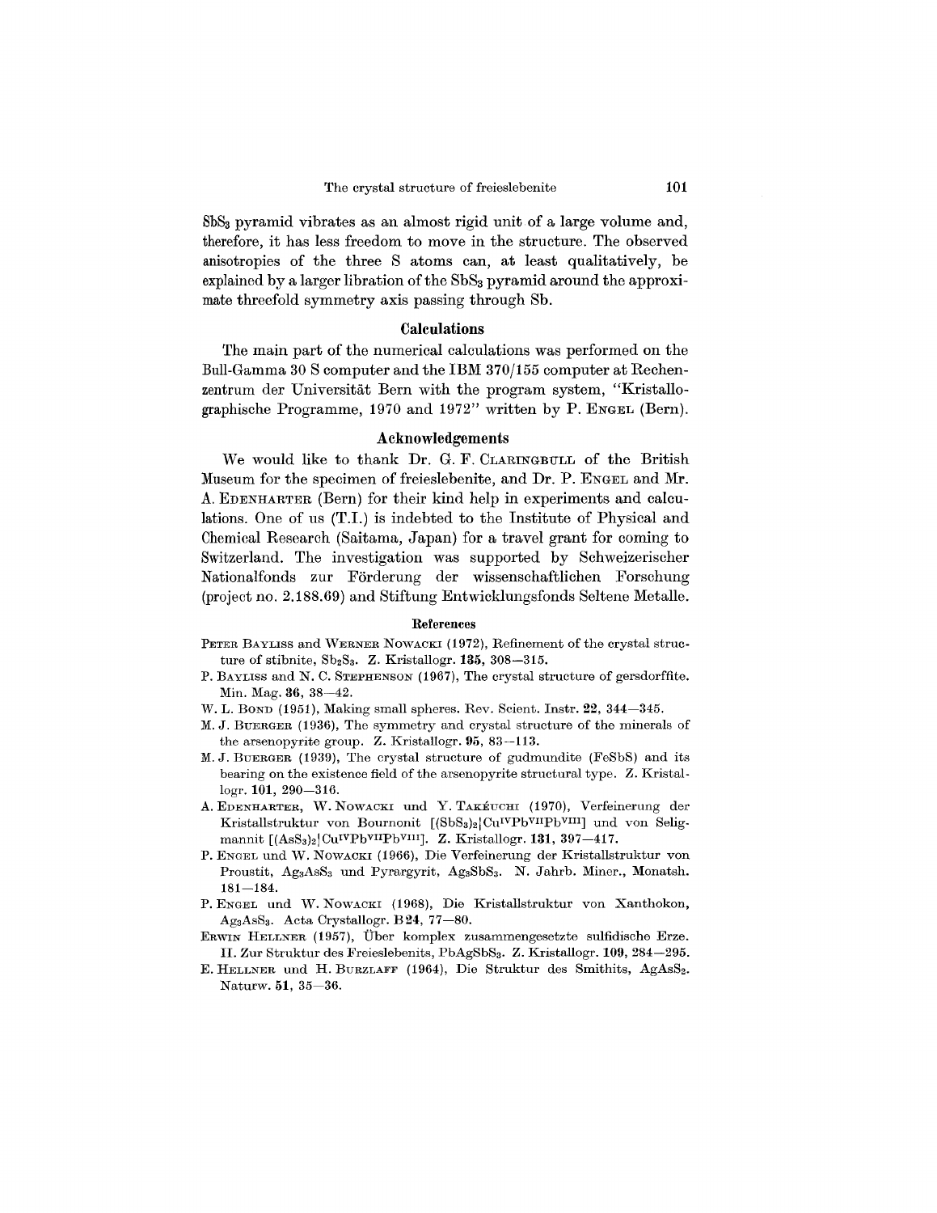$SbS_3$ pyramid vibrates as an almost rigid unit of a large volume and, therefore, it has less freedom to move in the structure. The observed anisotropies of the three S atoms can, at least qualitatively, be explained by a larger libration of the $SbS_3$ pyramid around the approximate threefold symmetry axis passing through Sb.

## Calculations

The main part of the numerical calculations was performed on the Bull-Gamma 30 S computer and the IBM 370/155 computer at Rechenzentrum der Universität Bern with the program system, "Kristallographische Programme, 1970 and 1972" written by P. ENGEL (Bern).

## Acknowledgements

We would like to thank Dr. G. F. CLARINGBULL of the British Museum for the specimen of freieslebenite, and Dr. P. ENGEL and Mr. A. EDENHARTER (Bern) for their kind help in experiments and calculations. One of us (T.I.) is indebted to the Institute of Physical and Chemical Research (Saitama, Japan) for a travel grant for coming to Switzerland. The investigation was supported by Schweizerischer Nationalfonds zur Förderung der wissenschaftlichen Forschung (project no. 2.188.69) and Stiftung Entwicklungsfonds Seltene Metalle.

### References

PETER BAYLISS and WERNER NOWACKI (1972), Refinement of the crystal structure of stibnite, $Sb_2S_3$. Z. Kristallogr. **135**, 308—315.

P. BAYLISS and N. C. STEPHENSON (1967), The crystal structure of gersdorffite. Min. Mag. **36**, 38—42.

W. L. BOND (1951), Making small spheres. Rev. Scient. Instr. **22**, 344—345.

M. J. BUERGER (1936), The symmetry and crystal structure of the minerals of the arsenopyrite group. Z. Kristallogr. **95**, 83—113.

M. J. BUERGER (1939), The crystal structure of gudmundite (FeSbS) and its bearing on the existence field of the arsenopyrite structural type. Z. Kristallogr. **101**, 290—316.

A. EDENHARTER, W. NOWACKI und Y. TAKÉUCHI (1970), Verfeinerung der Kristallstruktur von Bournonit [$(SbS_3)_2|Cu^{IV}Pb^{VII}Pb^{VIII}$] und von Seligmannit [$(AsS_3)_2|Cu^{IV}Pb^{VII}Pb^{VIII}$]. Z. Kristallogr. **131**, 397—417.

P. ENGEL und W. NOWACKI (1966), Die Verfeinerung der Kristallstruktur von Proustit, $Ag_3AsS_3$ und Pyrargyrit, $Ag_3SbS_3$. N. Jahrb. Miner., Monatsh. 181—184.

P. ENGEL und W. NOWACKI (1968), Die Kristallstruktur von Xanthokon, $Ag_3AsS_3$. Acta Crystallogr. B **24**, 77—80.

ERWIN HELLNER (1957), Über komplex zusammengesetzte sulfidische Erze. II. Zur Struktur des Freieslebenits, $PbAgSbS_3$. Z. Kristallogr. **109**, 284—295.

E. HELLNER und H. BURZLAFF (1964), Die Struktur des Smithits, $AgAsS_2$. Naturw. **51**, 35—36.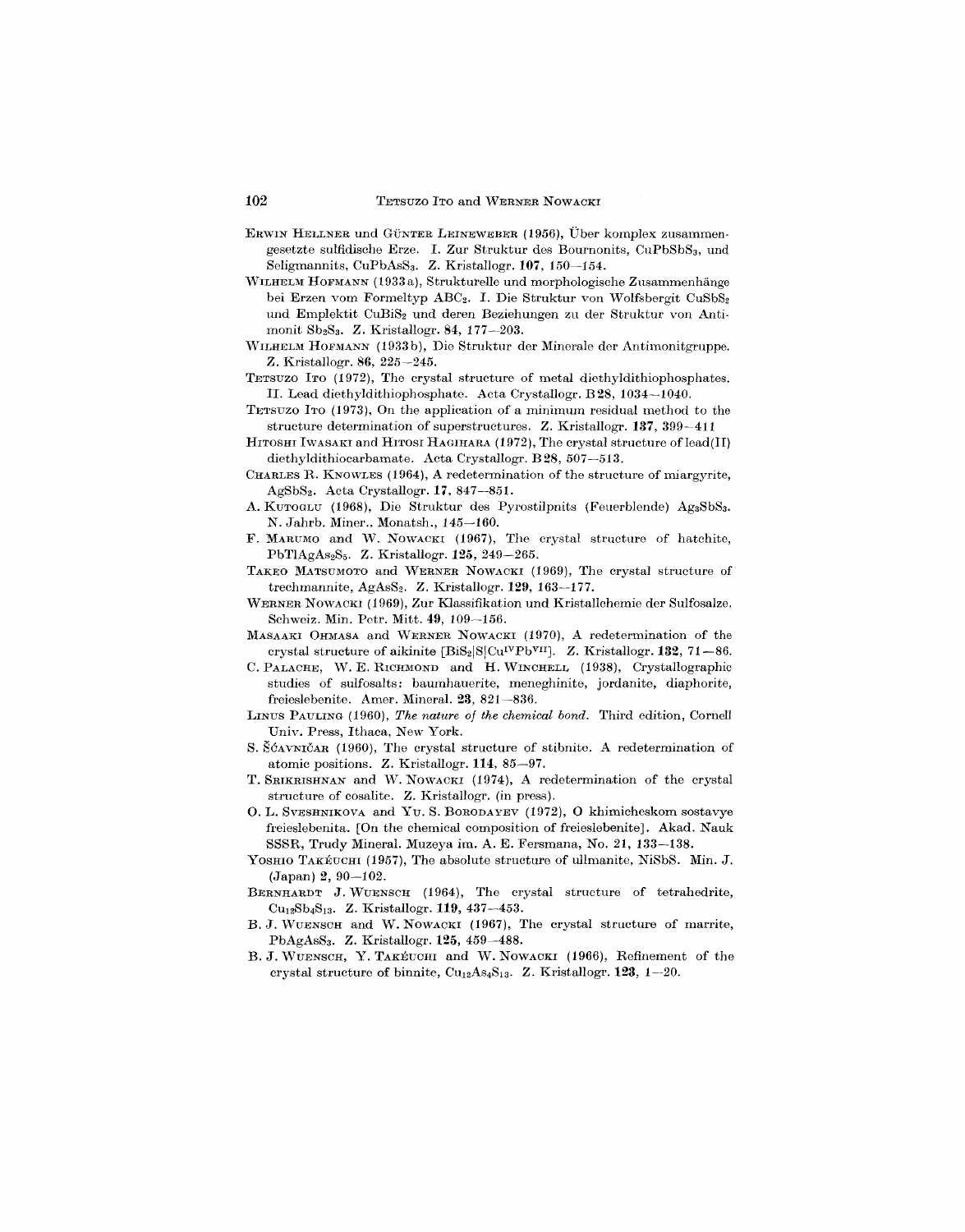Erwin Hellner und Günter Leineweber (1956), Über komplex zusammengesetzte sulfidische Erze. I. Zur Struktur des Bournonits, $CuPbSbS_3$, und Seligmannits, $CuPbAsS_3$. Z. Kristallogr. **107**, 150–154.

Wilhelm Hofmann (1933a), Strukturelle und morphologische Zusammenhänge bei Erzen vom Formeltyp $ABC_2$. I. Die Struktur von Wolfsbergit $CuSbS_2$ und Emplektit $CuBiS_2$ und deren Beziehungen zu der Struktur von Antimonit $Sb_2S_3$. Z. Kristallogr. **84**, 177–203.

Wilhelm Hofmann (1933b), Die Struktur der Minerale der Antimonitgruppe. Z. Kristallogr. **86**, 225–245.

Tetsuzo Ito (1972), The crystal structure of metal diethyldithiophosphates. II. Lead diethyldithiophosphate. Acta Crystallogr. B**28**, 1034–1040.

Tetsuzo Ito (1973), On the application of a minimum residual method to the structure determination of superstructures. Z. Kristallogr. **137**, 399–411

Hitoshi Iwasaki and Hitosi Hagihara (1972), The crystal structure of lead(II) diethyldithiocarbamate. Acta Crystallogr. B**28**, 507–513.

Charles R. Knowles (1964), A redetermination of the structure of miargyrite, $AgSbS_2$. Acta Crystallogr. **17**, 847–851.

A. Kutoglu (1968), Die Struktur des Pyrostilpnits (Feuerblende) $Ag_3SbS_3$. N. Jahrb. Miner., Monatsh., 145–160.

F. Marumo and W. Nowacki (1967), The crystal structure of hatchite, $PbTlAgAs_2S_5$. Z. Kristallogr. **125**, 249–265.

Takeo Matsumoto and Werner Nowacki (1969), The crystal structure of trechmannite, $AgAsS_2$. Z. Kristallogr. **129**, 163–177.

Werner Nowacki (1969), Zur Klassifikation und Kristallchemie der Sulfosalze. Schweiz. Min. Petr. Mitt. **49**, 109–156.

Masaaki Ohmasa and Werner Nowacki (1970), A redetermination of the crystal structure of aikinite [$BiS_2|S|Cu^{IV}Pb^{VII}$]. Z. Kristallogr. **132**, 71–86.

C. Palache, W. E. Richmond and H. Winchell (1938), Crystallographic studies of sulfosalts: baumhauerite, meneghinite, jordanite, diaphorite, freieslebenite. Amer. Mineral. **23**, 821–836.

Linus Pauling (1960), *The nature of the chemical bond*. Third edition, Cornell Univ. Press, Ithaca, New York.

S. Šćavničar (1960), The crystal structure of stibnite. A redetermination of atomic positions. Z. Kristallogr. **114**, 85–97.

T. Srikrishnan and W. Nowacki (1974), A redetermination of the crystal structure of cosalite. Z. Kristallogr. (in press).

O. L. Sveshnikova and Yu. S. Borodayev (1972), O khimicheskom sostavye freieslebenita. [On the chemical composition of freieslebenite]. Akad. Nauk SSSR, Trudy Mineral. Muzeya im. A. E. Fersmana, No. 21, 133–138.

Yoshio Takéuchi (1957), The absolute structure of ullmanite, NiSbS. Min. J. (Japan) **2**, 90–102.

Bernhardt J. Wuensch (1964), The crystal structure of tetrahedrite, $Cu_{12}Sb_4S_{13}$. Z. Kristallogr. **119**, 437–453.

B. J. Wuensch and W. Nowacki (1967), The crystal structure of marrite, $PbAgAsS_3$. Z. Kristallogr. **125**, 459–488.

B. J. Wuensch, Y. Takéuchi and W. Nowacki (1966), Refinement of the crystal structure of binnite, $Cu_{12}As_4S_{13}$. Z. Kristallogr. **123**, 1–20.